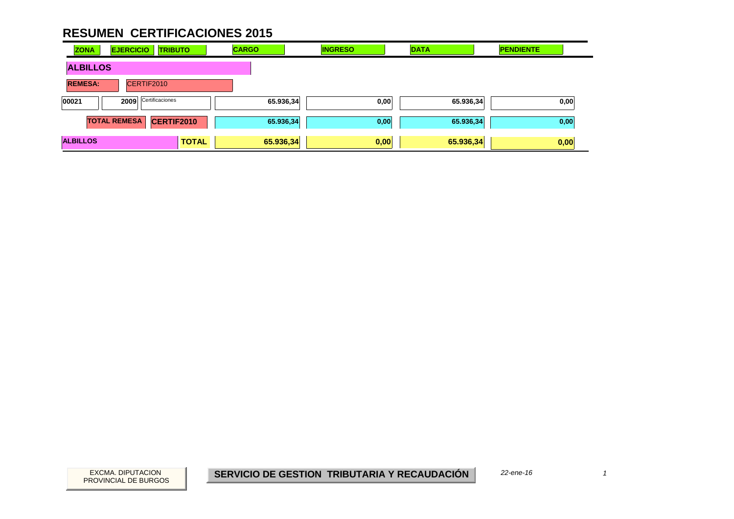# RESUMEN CERTIFICACIONES 2015

| ZONA | EJERCICIO | TRIBUTO | CARGO | INGRESO | DATA | PENDIENTE |
|---|---|---|---|---|---|---|
| **ALBILLOS** | | | | | | |
| **REMESA:** | CERTIF2010 | | | | | |
| 00021 | 2009 | Certificaciones | 65.936,34 | 0,00 | 65.936,34 | 0,00 |
| | **TOTAL REMESA** | **CERTIF2010** | **65.936,34** | **0,00** | **65.936,34** | **0,00** |
| **ALBILLOS** | | **TOTAL** | **65.936,34** | **0,00** | **65.936,34** | **0,00** |

EXCMA. DIPUTACION PROVINCIAL DE BURGOS

**SERVICIO DE GESTION TRIBUTARIA Y RECAUDACIÓN**

*22-ene-16*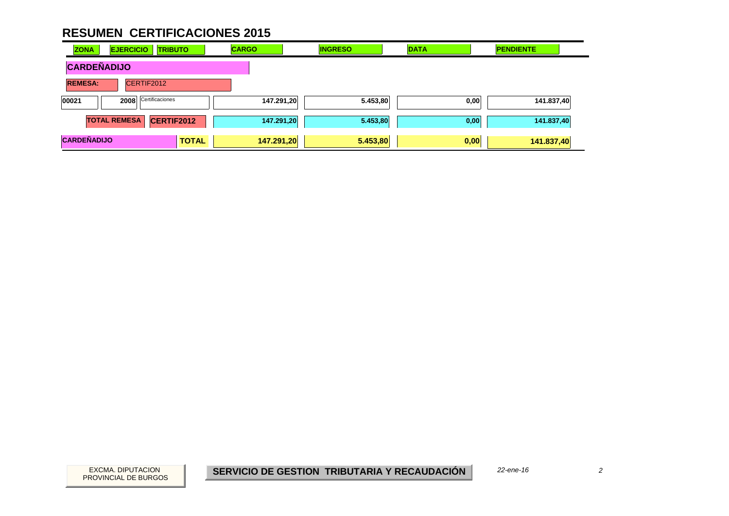# RESUMEN CERTIFICACIONES 2015

| ZONA | EJERCICIO | TRIBUTO | CARGO | INGRESO | DATA | PENDIENTE |
|---|---|---|---|---|---|---|
| **CARDEÑADIJO** | | | | | | |
| **REMESA:** | CERTIF2012 | | | | | |
| 00021 | 2008 | Certificaciones | 147.291,20 | 5.453,80 | 0,00 | 141.837,40 |
| **TOTAL REMESA** | | **CERTIF2012** | **147.291,20** | **5.453,80** | **0,00** | **141.837,40** |
| **CARDEÑADIJO** | | **TOTAL** | **147.291,20** | **5.453,80** | **0,00** | **141.837,40** |

EXCMA. DIPUTACION PROVINCIAL DE BURGOS

**SERVICIO DE GESTION TRIBUTARIA Y RECAUDACIÓN**

*22-ene-16*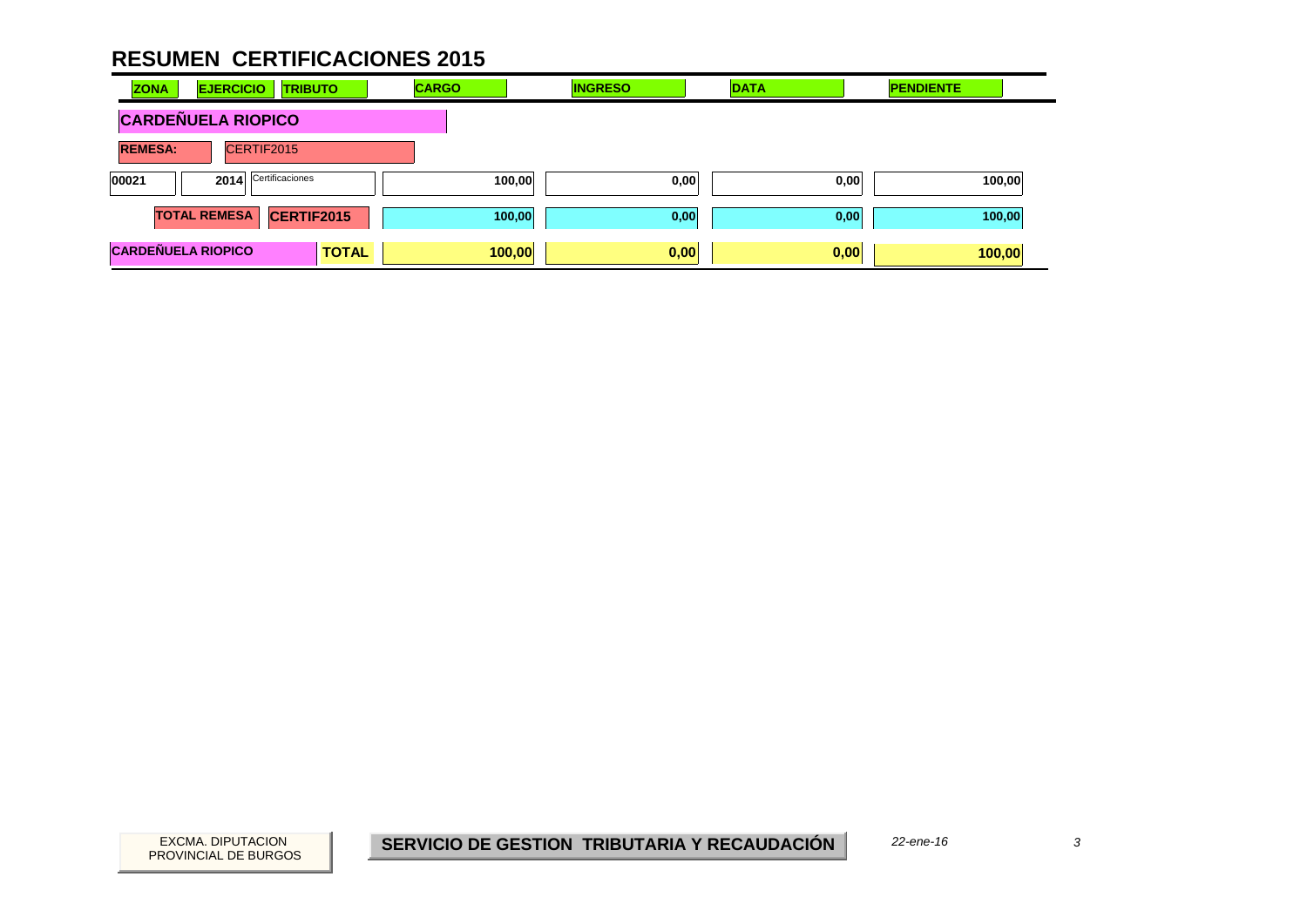# RESUMEN CERTIFICACIONES 2015

| ZONA | EJERCICIO | TRIBUTO | CARGO | INGRESO | DATA | PENDIENTE |
|---|---|---|---|---|---|---|
| **CARDEÑUELA RIOPICO** | | | | | | |
| **REMESA:** | CERTIF2015 | | | | | |
| 00021 | 2014 | Certificaciones | 100,00 | 0,00 | 0,00 | 100,00 |
| | **TOTAL REMESA** | **CERTIF2015** | 100,00 | 0,00 | 0,00 | 100,00 |
| **CARDEÑUELA RIOPICO** | | **TOTAL** | **100,00** | **0,00** | **0,00** | **100,00** |

EXCMA. DIPUTACION PROVINCIAL DE BURGOS

**SERVICIO DE GESTION TRIBUTARIA Y RECAUDACIÓN**

*22-ene-16*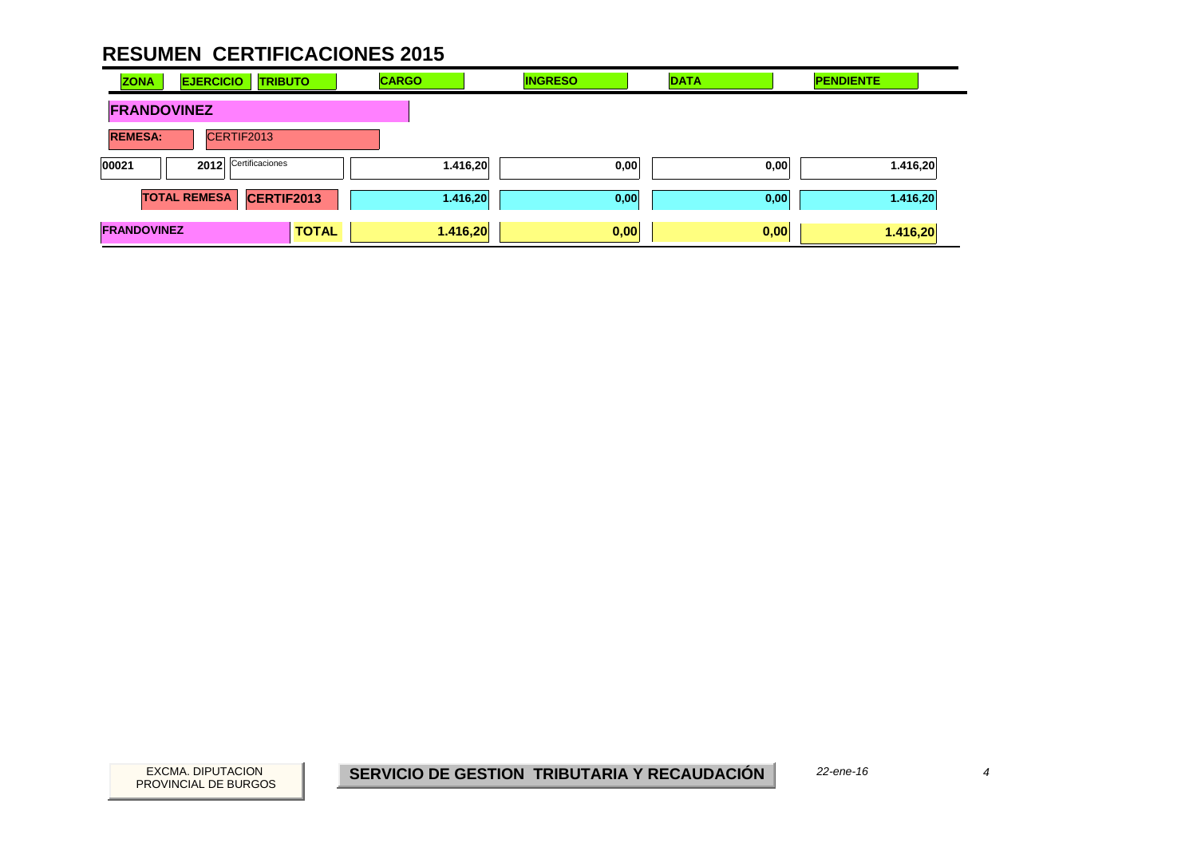# RESUMEN CERTIFICACIONES 2015

| ZONA | EJERCICIO | TRIBUTO | CARGO | INGRESO | DATA | PENDIENTE |
|---|---|---|---|---|---|---|
| **FRANDOVINEZ** | | | | | | |
| **REMESA:** | CERTIF2013 | | | | | |
| 00021 | 2012 | Certificaciones | 1.416,20 | 0,00 | 0,00 | 1.416,20 |
| **TOTAL REMESA** | | **CERTIF2013** | 1.416,20 | 0,00 | 0,00 | 1.416,20 |
| **FRANDOVINEZ** | | **TOTAL** | **1.416,20** | **0,00** | **0,00** | **1.416,20** |

EXCMA. DIPUTACION PROVINCIAL DE BURGOS

**SERVICIO DE GESTION TRIBUTARIA Y RECAUDACIÓN**

*22-ene-16*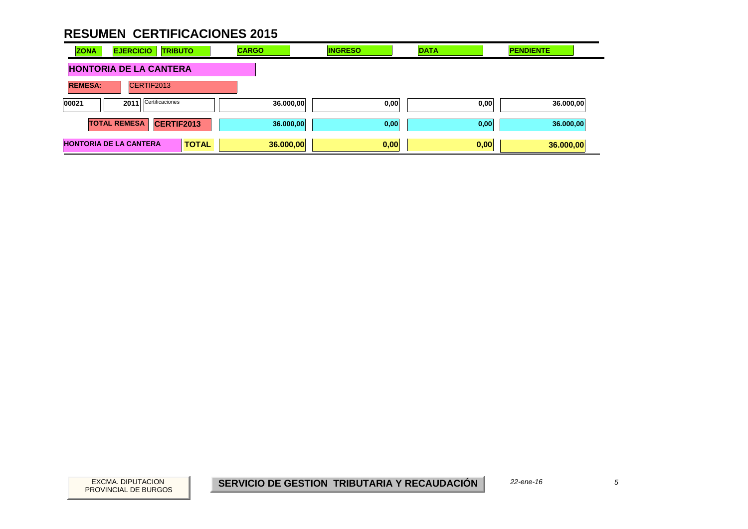# RESUMEN CERTIFICACIONES 2015

| ZONA | EJERCICIO | TRIBUTO | CARGO | INGRESO | DATA | PENDIENTE |
|---|---|---|---|---|---|---|
| **HONTORIA DE LA CANTERA** | | | | | | |
| **REMESA:** | CERTIF2013 | | | | | |
| 00021 | 2011 | Certificaciones | 36.000,00 | 0,00 | 0,00 | 36.000,00 |
| **TOTAL REMESA** | **CERTIF2013** | | 36.000,00 | 0,00 | 0,00 | 36.000,00 |
| **HONTORIA DE LA CANTERA** | | **TOTAL** | **36.000,00** | **0,00** | **0,00** | **36.000,00** |

EXCMA. DIPUTACION PROVINCIAL DE BURGOS

**SERVICIO DE GESTION TRIBUTARIA Y RECAUDACIÓN**

*22-ene-16*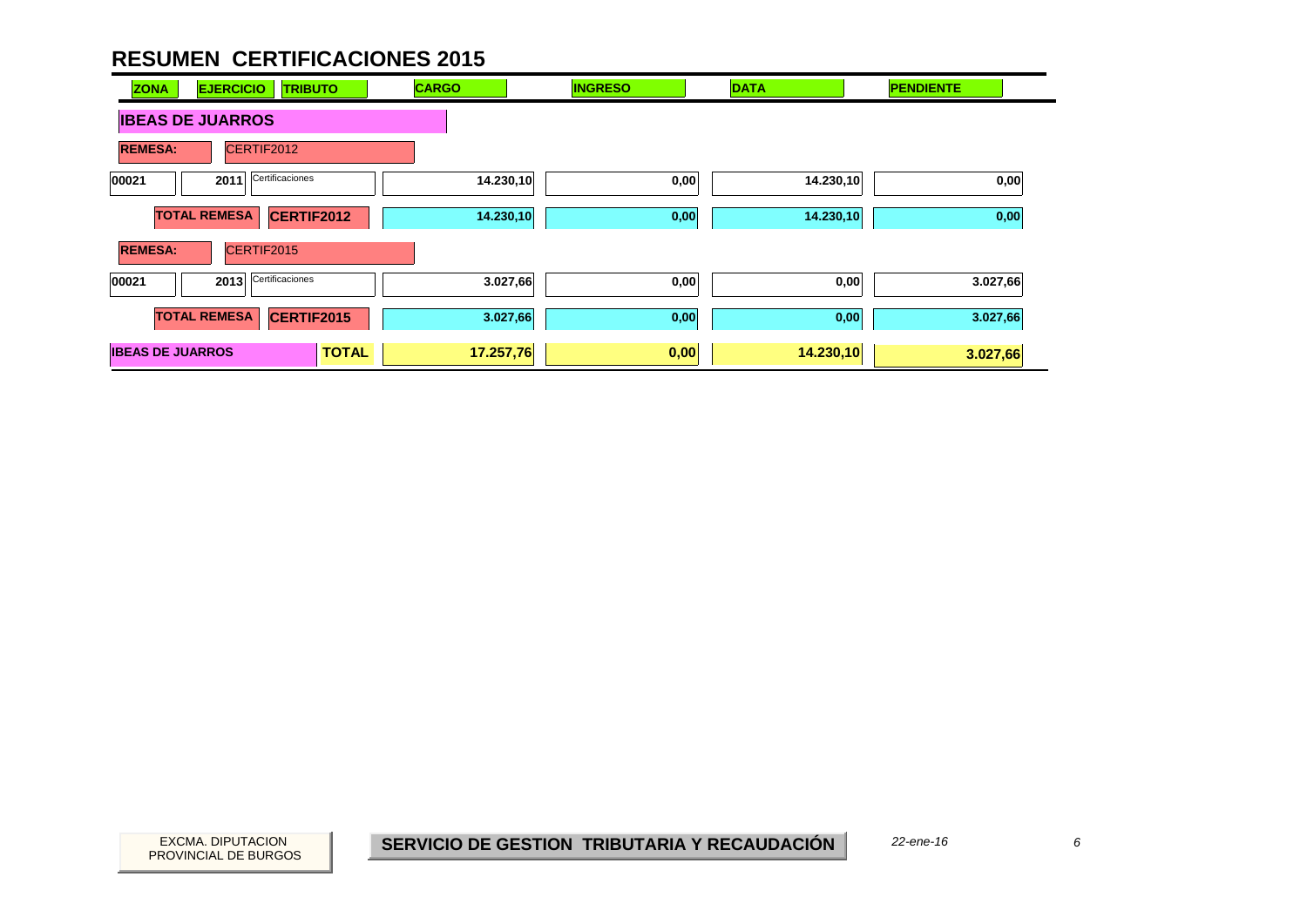# RESUMEN CERTIFICACIONES 2015

| ZONA | EJERCICIO | TRIBUTO | CARGO | INGRESO | DATA | PENDIENTE |
|---|---|---|---|---|---|---|
| **IBEAS DE JUARROS** | | | | | | |
| **REMESA:** | CERTIF2012 | | | | | |
| 00021 | 2011 | Certificaciones | 14.230,10 | 0,00 | 14.230,10 | 0,00 |
| **TOTAL REMESA** | | **CERTIF2012** | 14.230,10 | 0,00 | 14.230,10 | 0,00 |
| **REMESA:** | CERTIF2015 | | | | | |
| 00021 | 2013 | Certificaciones | 3.027,66 | 0,00 | 0,00 | 3.027,66 |
| **TOTAL REMESA** | | **CERTIF2015** | 3.027,66 | 0,00 | 0,00 | 3.027,66 |
| **IBEAS DE JUARROS** | | **TOTAL** | 17.257,76 | 0,00 | 14.230,10 | 3.027,66 |

EXCMA. DIPUTACION PROVINCIAL DE BURGOS

**SERVICIO DE GESTION TRIBUTARIA Y RECAUDACIÓN**

*22-ene-16*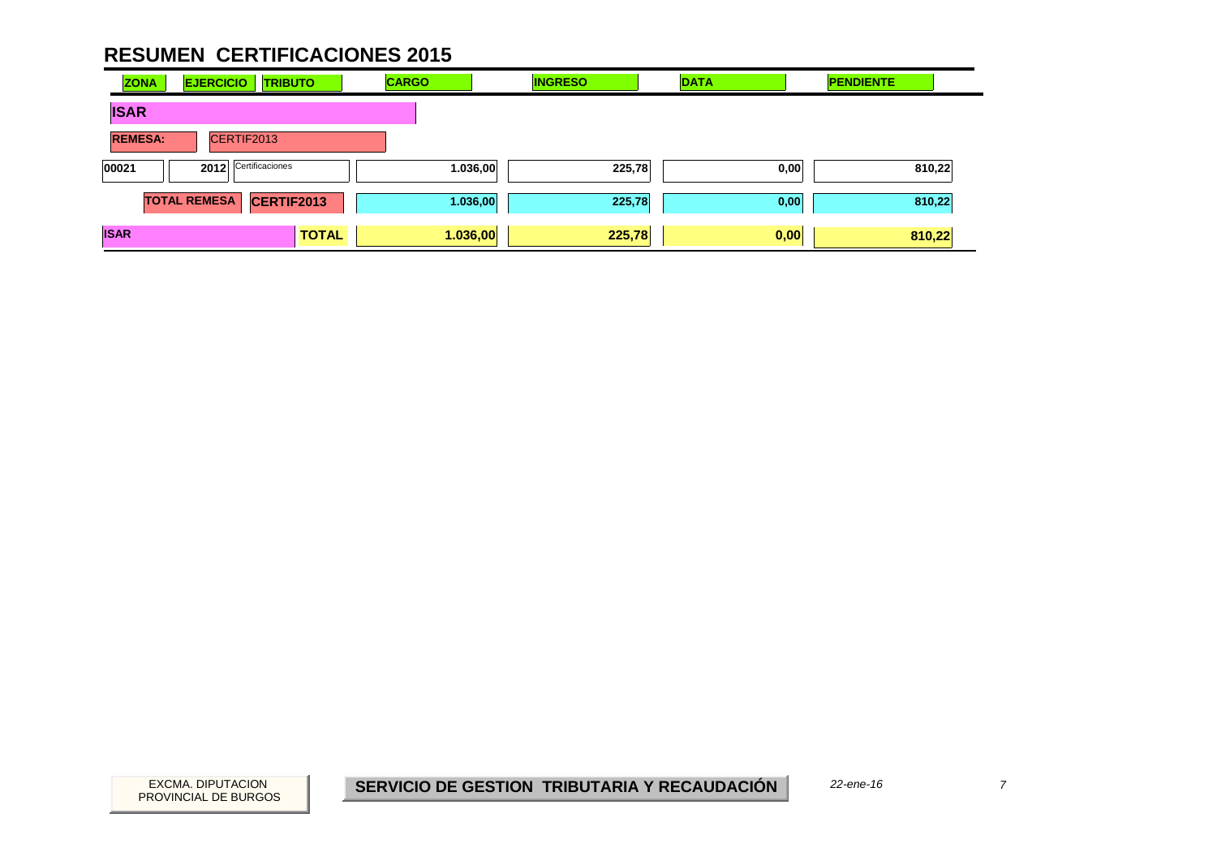# RESUMEN CERTIFICACIONES 2015

| ZONA | EJERCICIO | TRIBUTO | CARGO | INGRESO | DATA | PENDIENTE |
|---|---|---|---|---|---|---|
| **ISAR** | | | | | | |
| **REMESA:** | CERTIF2013 | | | | | |
| 00021 | 2012 | Certificaciones | 1.036,00 | 225,78 | 0,00 | 810,22 |
| **TOTAL REMESA** | | **CERTIF2013** | **1.036,00** | **225,78** | **0,00** | **810,22** |
| **ISAR** | | **TOTAL** | **1.036,00** | **225,78** | **0,00** | **810,22** |

EXCMA. DIPUTACION PROVINCIAL DE BURGOS

**SERVICIO DE GESTION TRIBUTARIA Y RECAUDACIÓN**

*22-ene-16*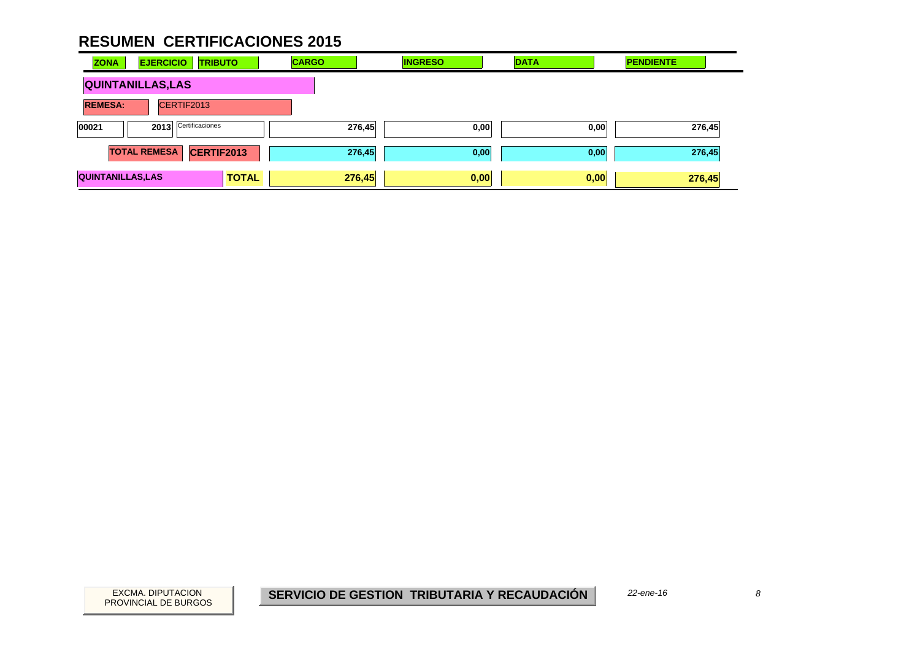# RESUMEN CERTIFICACIONES 2015

| ZONA | EJERCICIO | TRIBUTO | CARGO | INGRESO | DATA | PENDIENTE |
|---|---|---|---|---|---|---|
| **QUINTANILLAS,LAS** | | | | | | |
| **REMESA:** | CERTIF2013 | | | | | |
| 00021 | 2013 | Certificaciones | 276,45 | 0,00 | 0,00 | 276,45 |
| **TOTAL REMESA** | **CERTIF2013** | | 276,45 | 0,00 | 0,00 | 276,45 |
| **QUINTANILLAS,LAS** | | **TOTAL** | **276,45** | **0,00** | **0,00** | **276,45** |

EXCMA. DIPUTACION PROVINCIAL DE BURGOS

**SERVICIO DE GESTION TRIBUTARIA Y RECAUDACIÓN**

*22-ene-16*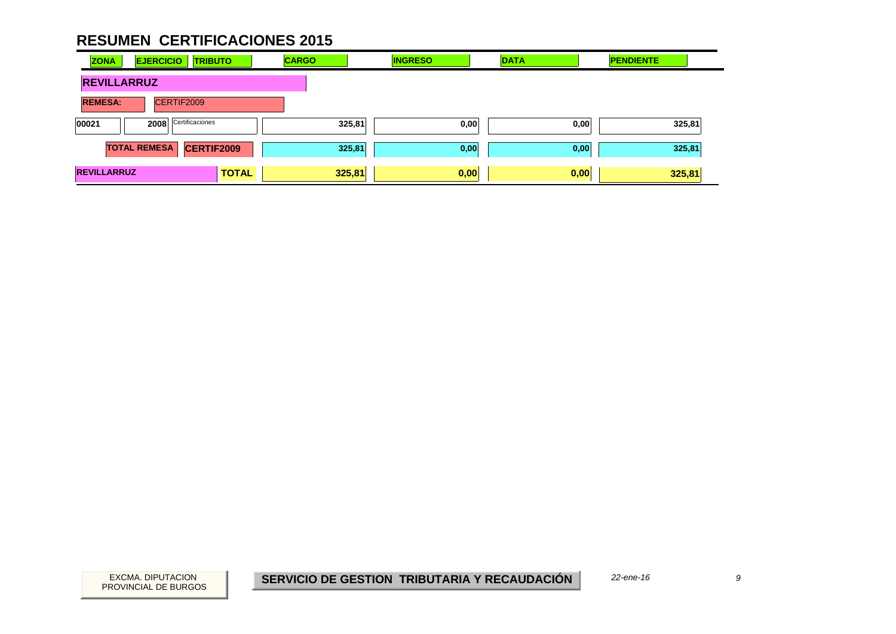# RESUMEN CERTIFICACIONES 2015

| ZONA | EJERCICIO | TRIBUTO | CARGO | INGRESO | DATA | PENDIENTE |
|---|---|---|---|---|---|---|
| **REVILLARRUZ** | | | | | | |
| **REMESA:** | CERTIF2009 | | | | | |
| 00021 | 2008 | Certificaciones | 325,81 | 0,00 | 0,00 | 325,81 |
| **TOTAL REMESA** | | **CERTIF2009** | 325,81 | 0,00 | 0,00 | 325,81 |
| **REVILLARRUZ** | | **TOTAL** | **325,81** | **0,00** | **0,00** | **325,81** |

EXCMA. DIPUTACION PROVINCIAL DE BURGOS

**SERVICIO DE GESTION TRIBUTARIA Y RECAUDACIÓN**

*22-ene-16*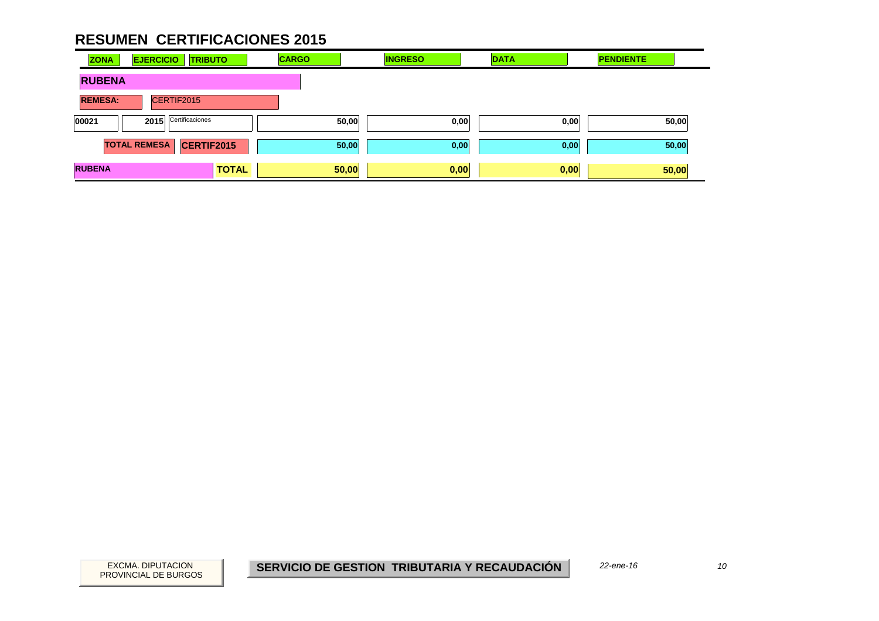# RESUMEN CERTIFICACIONES 2015

| ZONA | EJERCICIO | TRIBUTO | CARGO | INGRESO | DATA | PENDIENTE |
|---|---|---|---|---|---|---|
| **RUBENA** | | | | | | |
| **REMESA:** | CERTIF2015 | | | | | |
| 00021 | 2015 | Certificaciones | 50,00 | 0,00 | 0,00 | 50,00 |
| | **TOTAL REMESA** | **CERTIF2015** | 50,00 | 0,00 | 0,00 | 50,00 |
| **RUBENA** | | **TOTAL** | **50,00** | **0,00** | **0,00** | **50,00** |

EXCMA. DIPUTACION PROVINCIAL DE BURGOS

**SERVICIO DE GESTION TRIBUTARIA Y RECAUDACIÓN**

*22-ene-16*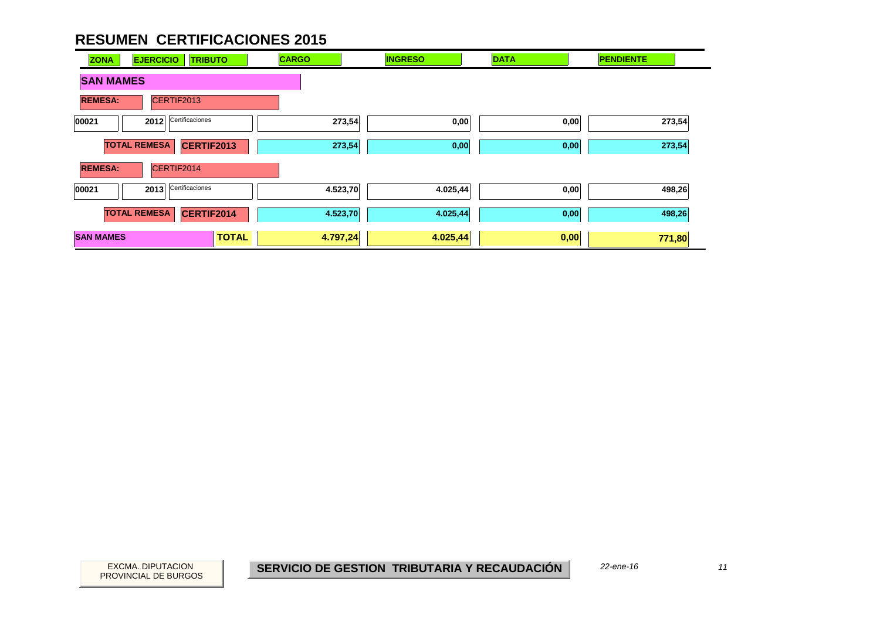# RESUMEN CERTIFICACIONES 2015

| ZONA | EJERCICIO | TRIBUTO | CARGO | INGRESO | DATA | PENDIENTE |
|---|---|---|---|---|---|---|
| **SAN MAMES** | | | | | | |
| **REMESA:** | CERTIF2013 | | | | | |
| 00021 | 2012 | Certificaciones | 273,54 | 0,00 | 0,00 | 273,54 |
| | **TOTAL REMESA** | **CERTIF2013** | **273,54** | **0,00** | **0,00** | **273,54** |
| **REMESA:** | CERTIF2014 | | | | | |
| 00021 | 2013 | Certificaciones | 4.523,70 | 4.025,44 | 0,00 | 498,26 |
| | **TOTAL REMESA** | **CERTIF2014** | **4.523,70** | **4.025,44** | **0,00** | **498,26** |
| **SAN MAMES** | | **TOTAL** | **4.797,24** | **4.025,44** | **0,00** | **771,80** |

EXCMA. DIPUTACION PROVINCIAL DE BURGOS

**SERVICIO DE GESTION TRIBUTARIA Y RECAUDACIÓN**

*22-ene-16*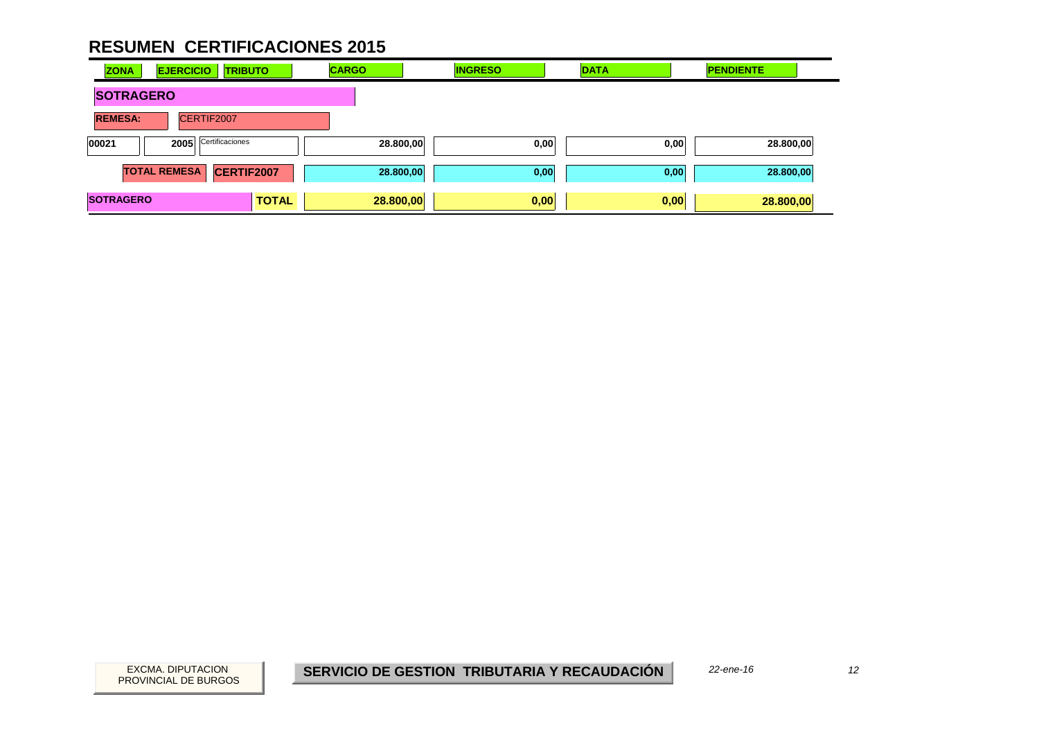# RESUMEN CERTIFICACIONES 2015

| ZONA | EJERCICIO | TRIBUTO | CARGO | INGRESO | DATA | PENDIENTE |
|---|---|---|---|---|---|---|
| **SOTRAGERO** | | | | | | |
| **REMESA:** CERTIF2007 | | | | | | |
| 00021 | 2005 | Certificaciones | 28.800,00 | 0,00 | 0,00 | 28.800,00 |
| **TOTAL REMESA** | | **CERTIF2007** | **28.800,00** | **0,00** | **0,00** | **28.800,00** |
| **SOTRAGERO** | | **TOTAL** | **28.800,00** | **0,00** | **0,00** | **28.800,00** |

EXCMA. DIPUTACION PROVINCIAL DE BURGOS

**SERVICIO DE GESTION TRIBUTARIA Y RECAUDACIÓN**

*22-ene-16*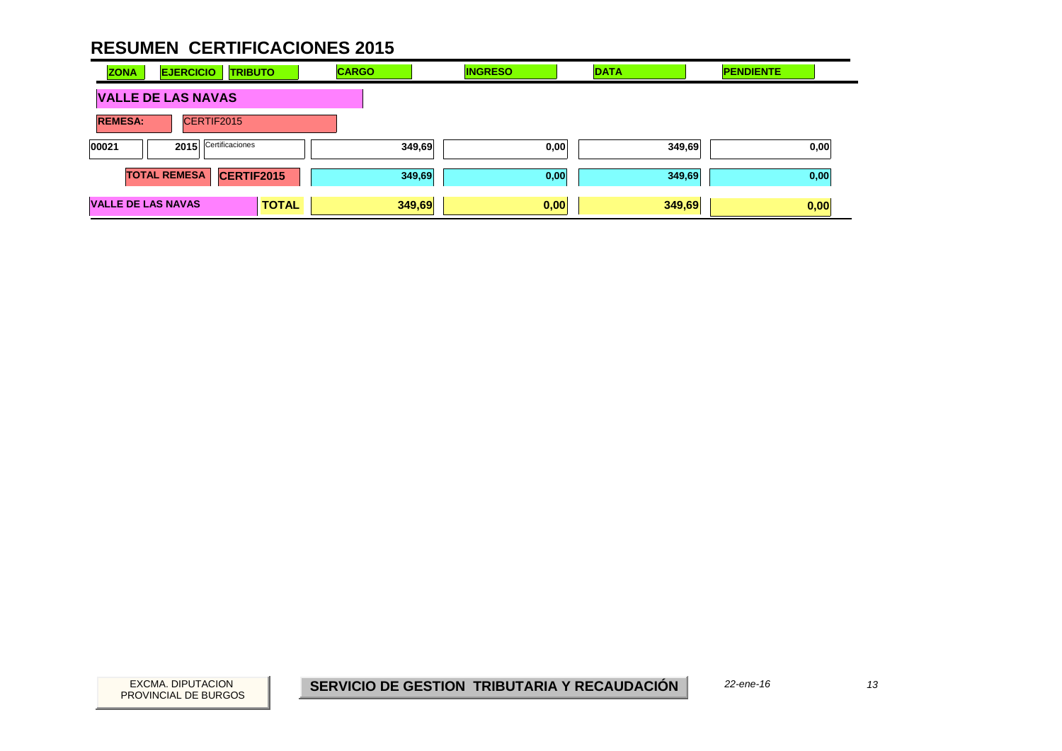# RESUMEN CERTIFICACIONES 2015

| ZONA | EJERCICIO | TRIBUTO | CARGO | INGRESO | DATA | PENDIENTE |
|---|---|---|---|---|---|---|
| **VALLE DE LAS NAVAS** | | | | | | |
| **REMESA:** | CERTIF2015 | | | | | |
| 00021 | 2015 | Certificaciones | 349,69 | 0,00 | 349,69 | 0,00 |
| **TOTAL REMESA** | **CERTIF2015** | | **349,69** | **0,00** | **349,69** | **0,00** |
| **VALLE DE LAS NAVAS** | | **TOTAL** | **349,69** | **0,00** | **349,69** | **0,00** |

EXCMA. DIPUTACION PROVINCIAL DE BURGOS

**SERVICIO DE GESTION TRIBUTARIA Y RECAUDACIÓN**

*22-ene-16*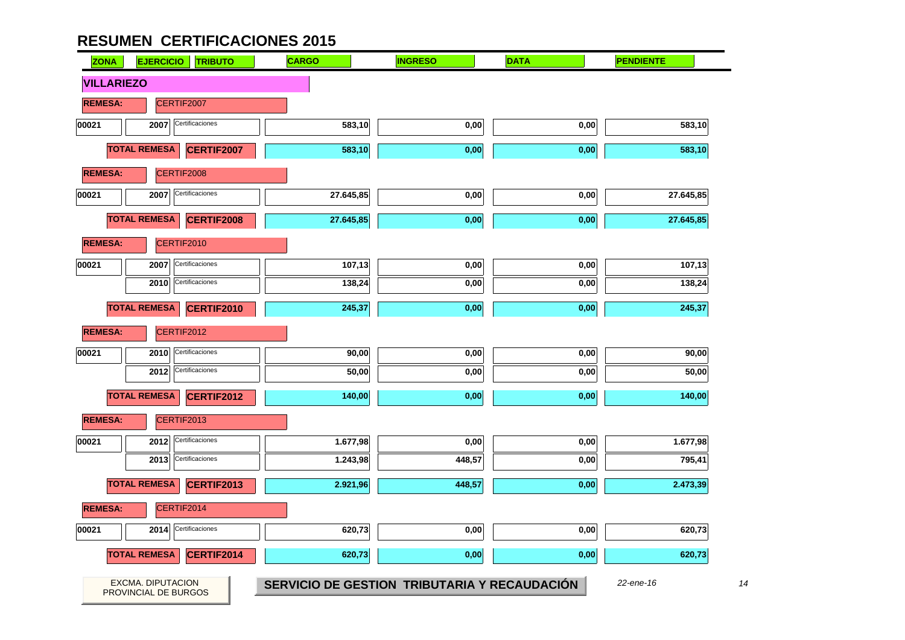# RESUMEN CERTIFICACIONES 2015

| ZONA | EJERCICIO | TRIBUTO | CARGO | INGRESO | DATA | PENDIENTE |
|---|---|---|---|---|---|---|
| **VILLARIEZO** | | | | | | |
| **REMESA:** | CERTIF2007 | | | | | |
| 00021 | 2007 | Certificaciones | 583,10 | 0,00 | 0,00 | 583,10 |
| **TOTAL REMESA** | **CERTIF2007** | | 583,10 | 0,00 | 0,00 | 583,10 |
| **REMESA:** | CERTIF2008 | | | | | |
| 00021 | 2007 | Certificaciones | 27.645,85 | 0,00 | 0,00 | 27.645,85 |
| **TOTAL REMESA** | **CERTIF2008** | | 27.645,85 | 0,00 | 0,00 | 27.645,85 |
| **REMESA:** | CERTIF2010 | | | | | |
| 00021 | 2007 | Certificaciones | 107,13 | 0,00 | 0,00 | 107,13 |
| | 2010 | Certificaciones | 138,24 | 0,00 | 0,00 | 138,24 |
| **TOTAL REMESA** | **CERTIF2010** | | 245,37 | 0,00 | 0,00 | 245,37 |
| **REMESA:** | CERTIF2012 | | | | | |
| 00021 | 2010 | Certificaciones | 90,00 | 0,00 | 0,00 | 90,00 |
| | 2012 | Certificaciones | 50,00 | 0,00 | 0,00 | 50,00 |
| **TOTAL REMESA** | **CERTIF2012** | | 140,00 | 0,00 | 0,00 | 140,00 |
| **REMESA:** | CERTIF2013 | | | | | |
| 00021 | 2012 | Certificaciones | 1.677,98 | 0,00 | 0,00 | 1.677,98 |
| | 2013 | Certificaciones | 1.243,98 | 448,57 | 0,00 | 795,41 |
| **TOTAL REMESA** | **CERTIF2013** | | 2.921,96 | 448,57 | 0,00 | 2.473,39 |
| **REMESA:** | CERTIF2014 | | | | | |
| 00021 | 2014 | Certificaciones | 620,73 | 0,00 | 0,00 | 620,73 |
| **TOTAL REMESA** | **CERTIF2014** | | 620,73 | 0,00 | 0,00 | 620,73 |

EXCMA. DIPUTACION PROVINCIAL DE BURGOS

**SERVICIO DE GESTION TRIBUTARIA Y RECAUDACIÓN**

*22-ene-16*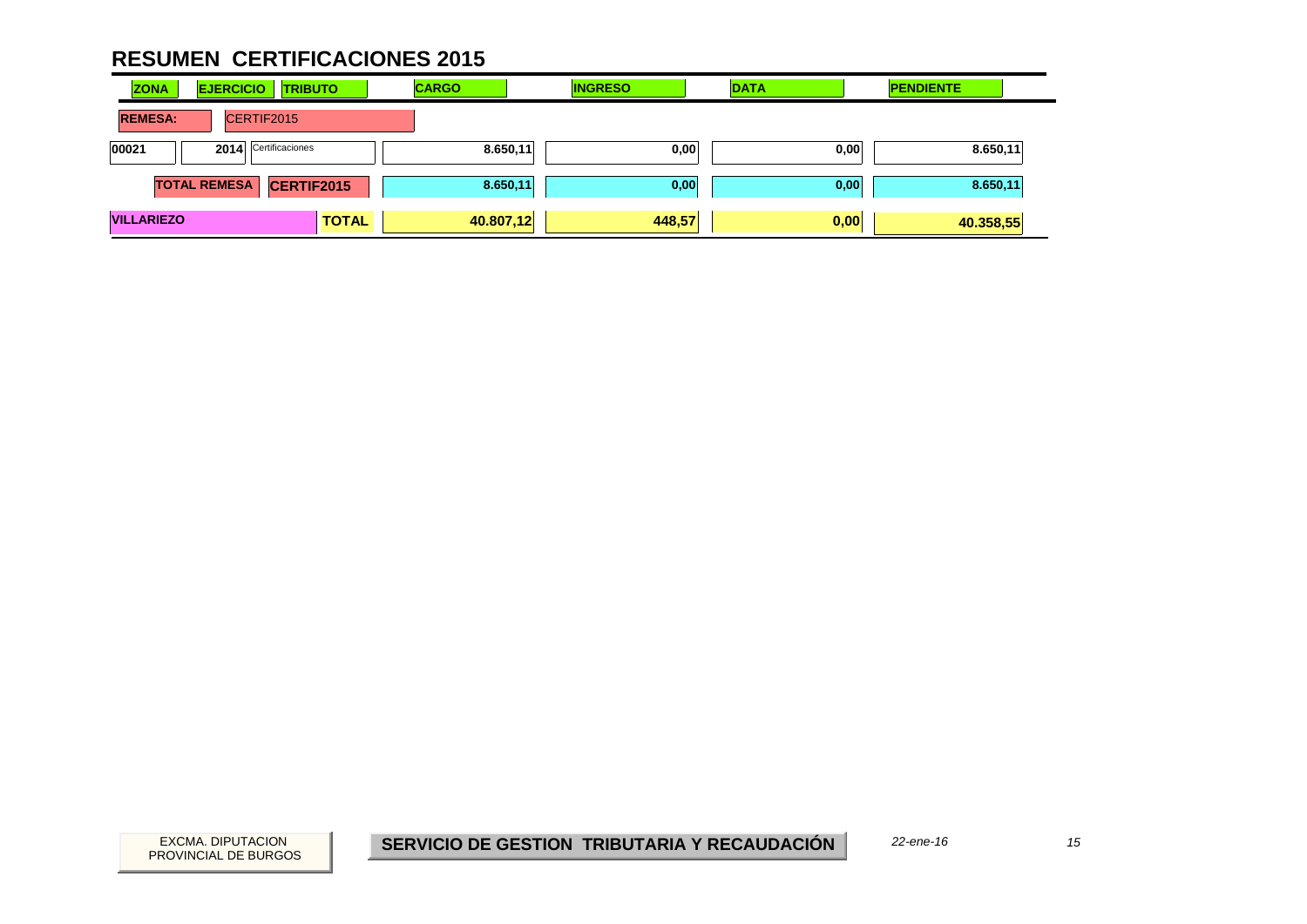# RESUMEN CERTIFICACIONES 2015

| ZONA | EJERCICIO | TRIBUTO | CARGO | INGRESO | DATA | PENDIENTE |
|---|---|---|---|---|---|---|
| **REMESA:** | CERTIF2015 | | | | | |
| 00021 | 2014 | Certificaciones | 8.650,11 | 0,00 | 0,00 | 8.650,11 |
| | **TOTAL REMESA** | **CERTIF2015** | 8.650,11 | 0,00 | 0,00 | 8.650,11 |
| **VILLARIEZO** | | **TOTAL** | **40.807,12** | **448,57** | **0,00** | **40.358,55** |

EXCMA. DIPUTACION PROVINCIAL DE BURGOS

**SERVICIO DE GESTION TRIBUTARIA Y RECAUDACIÓN**

*22-ene-16*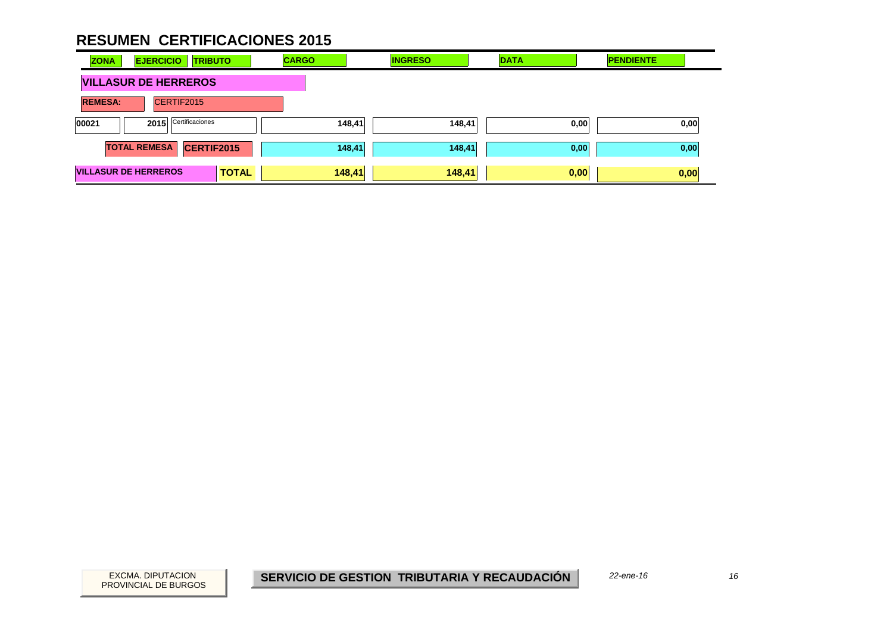# RESUMEN CERTIFICACIONES 2015

| ZONA | EJERCICIO | TRIBUTO | CARGO | INGRESO | DATA | PENDIENTE |
|---|---|---|---|---|---|---|
| **VILLASUR DE HERRERO​S** | | | | | | |
| **REMESA:** | CERTIF2015 | | | | | |
| 00021 | 2015 | Certificaciones | 148,41 | 148,41 | 0,00 | 0,00 |
| **TOTAL REMESA** | **CERTIF2015** | | 148,41 | 148,41 | 0,00 | 0,00 |
| **VILLASUR DE HERRERO​S** | | **TOTAL** | **148,41** | **148,41** | **0,00** | **0,00** |

EXCMA. DIPUTACION PROVINCIAL DE BURGOS

**SERVICIO DE GESTION TRIBUTARIA Y RECAUDACIÓN**

*22-ene-16*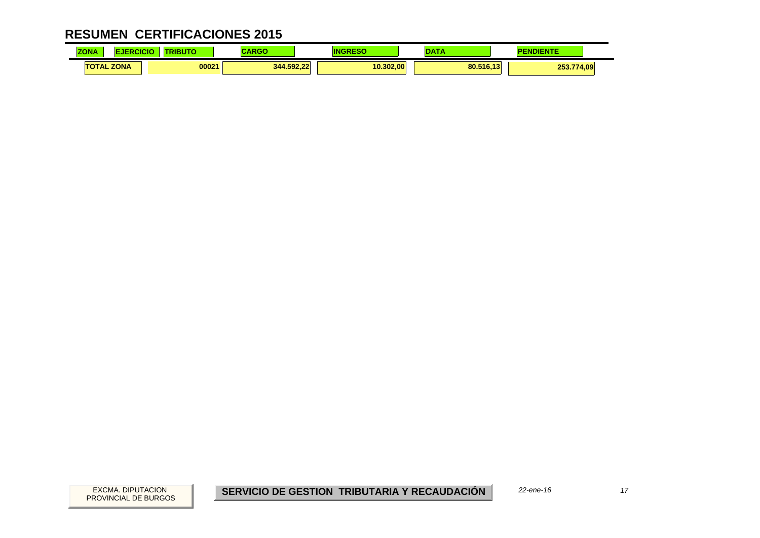# RESUMEN CERTIFICACIONES 2015

| ZONA | EJERCICIO | TRIBUTO | CARGO | INGRESO | DATA | PENDIENTE |
|---|---|---|---|---|---|---|
| TOTAL ZONA | | 00021 | 344.592,22 | 10.302,00 | 80.516,13 | 253.774,09 |

EXCMA. DIPUTACION PROVINCIAL DE BURGOS

**SERVICIO DE GESTION TRIBUTARIA Y RECAUDACIÓN**

*22-ene-16*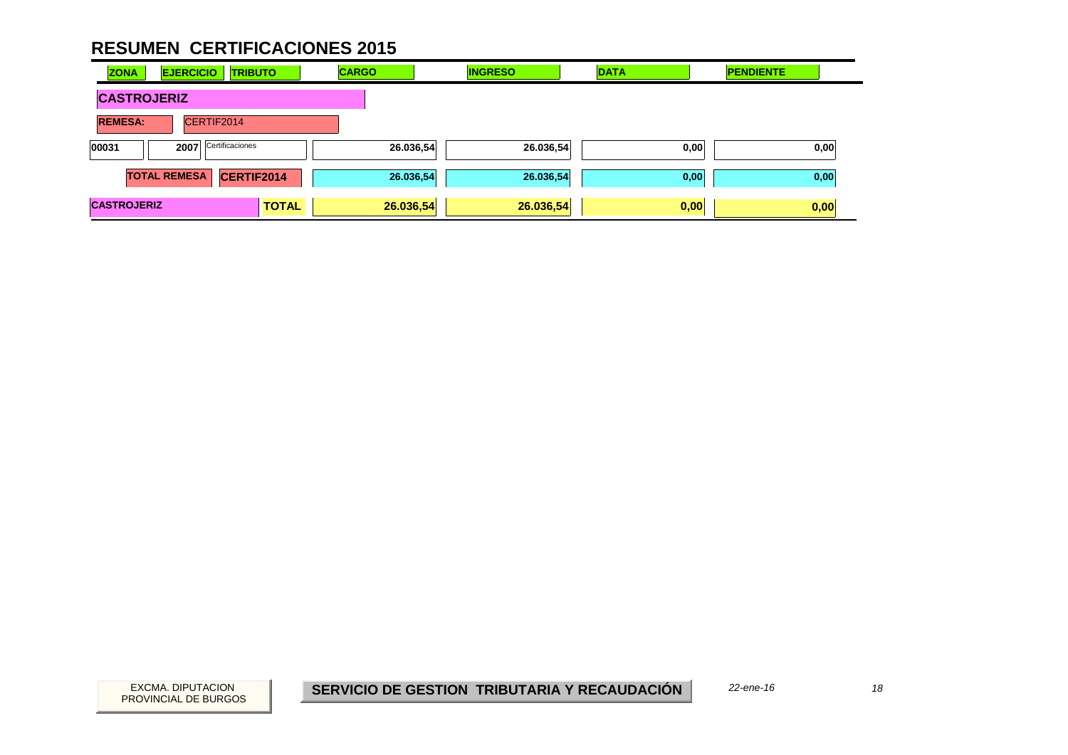# RESUMEN CERTIFICACIONES 2015

| ZONA | EJERCICIO | TRIBUTO | CARGO | INGRESO | DATA | PENDIENTE |
|---|---|---|---|---|---|---|
| **CASTROJERIZ** | | | | | | |
| **REMESA:** | CERTIF2014 | | | | | |
| 00031 | 2007 | Certificaciones | 26.036,54 | 26.036,54 | 0,00 | 0,00 |
| **TOTAL REMESA** | | **CERTIF2014** | **26.036,54** | **26.036,54** | **0,00** | **0,00** |
| **CASTROJERIZ** | | **TOTAL** | **26.036,54** | **26.036,54** | **0,00** | **0,00** |

EXCMA. DIPUTACION PROVINCIAL DE BURGOS

**SERVICIO DE GESTION TRIBUTARIA Y RECAUDACIÓN**

*22-ene-16*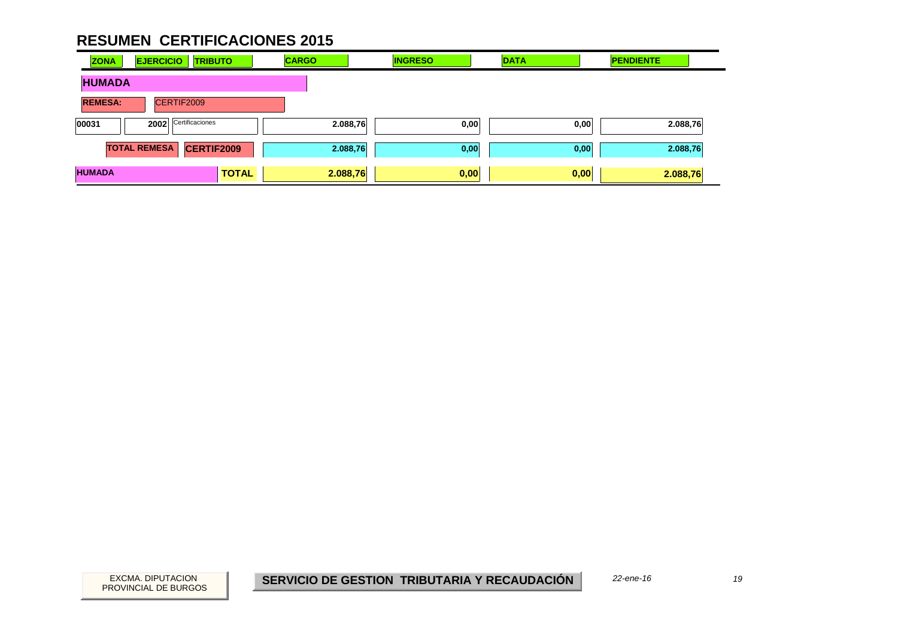# RESUMEN CERTIFICACIONES 2015

| ZONA | EJERCICIO | TRIBUTO | CARGO | INGRESO | DATA | PENDIENTE |
|---|---|---|---|---|---|---|
| **HUMADA** | | | | | | |
| **REMESA:** | CERTIF2009 | | | | | |
| 00031 | 2002 | Certificaciones | 2.088,76 | 0,00 | 0,00 | 2.088,76 |
| **TOTAL REMESA** | | **CERTIF2009** | 2.088,76 | 0,00 | 0,00 | 2.088,76 |
| **HUMADA** | | **TOTAL** | **2.088,76** | **0,00** | **0,00** | **2.088,76** |

EXCMA. DIPUTACION PROVINCIAL DE BURGOS

**SERVICIO DE GESTION TRIBUTARIA Y RECAUDACIÓN**

*22-ene-16*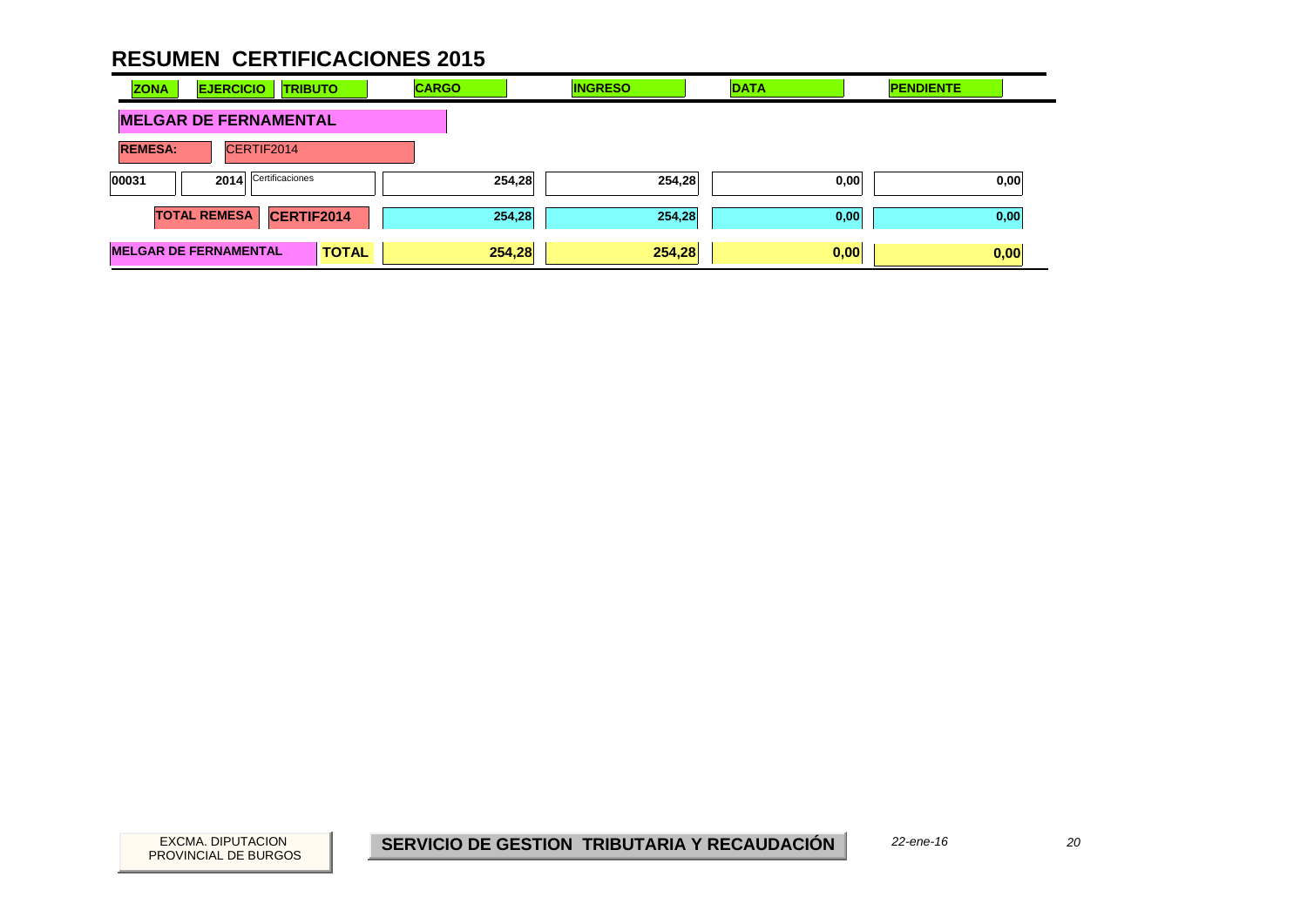# RESUMEN CERTIFICACIONES 2015

| ZONA | EJERCICIO | TRIBUTO | CARGO | INGRESO | DATA | PENDIENTE |
|---|---|---|---|---|---|---|
| **MELGAR DE FERNAMENTAL** | | | | | | |
| **REMESA:** | CERTIF2014 | | | | | |
| 00031 | 2014 | Certificaciones | 254,28 | 254,28 | 0,00 | 0,00 |
| **TOTAL REMESA** | | **CERTIF2014** | **254,28** | **254,28** | **0,00** | **0,00** |
| **MELGAR DE FERNAMENTAL** | | **TOTAL** | **254,28** | **254,28** | **0,00** | **0,00** |

EXCMA. DIPUTACION PROVINCIAL DE BURGOS

**SERVICIO DE GESTION TRIBUTARIA Y RECAUDACIÓN**

*22-ene-16*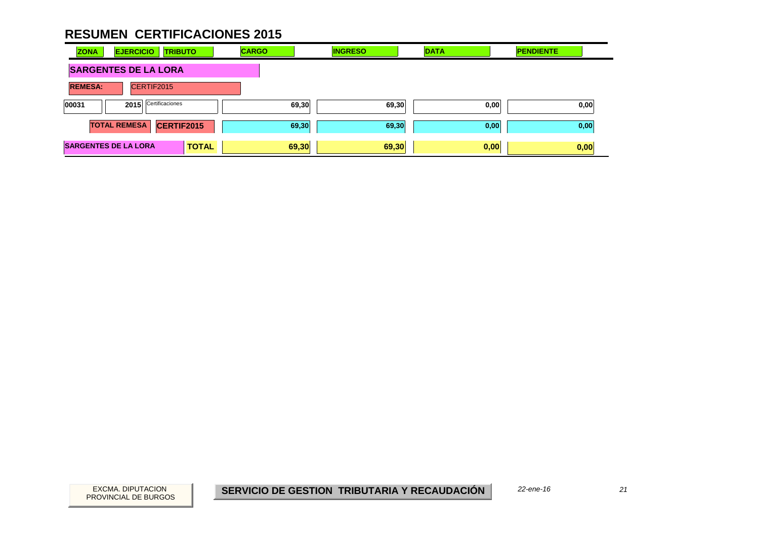# RESUMEN CERTIFICACIONES 2015

| ZONA | EJERCICIO | TRIBUTO | CARGO | INGRESO | DATA | PENDIENTE |
|---|---|---|---|---|---|---|
| **SARGENTES DE LA LORA** | | | | | | |
| **REMESA:** | CERTIF2015 | | | | | |
| 00031 | 2015 | Certificaciones | 69,30 | 69,30 | 0,00 | 0,00 |
| **TOTAL REMESA** | **CERTIF2015** | | 69,30 | 69,30 | 0,00 | 0,00 |
| **SARGENTES DE LA LORA** | | **TOTAL** | 69,30 | 69,30 | 0,00 | 0,00 |

EXCMA. DIPUTACION PROVINCIAL DE BURGOS

**SERVICIO DE GESTION TRIBUTARIA Y RECAUDACIÓN**

*22-ene-16*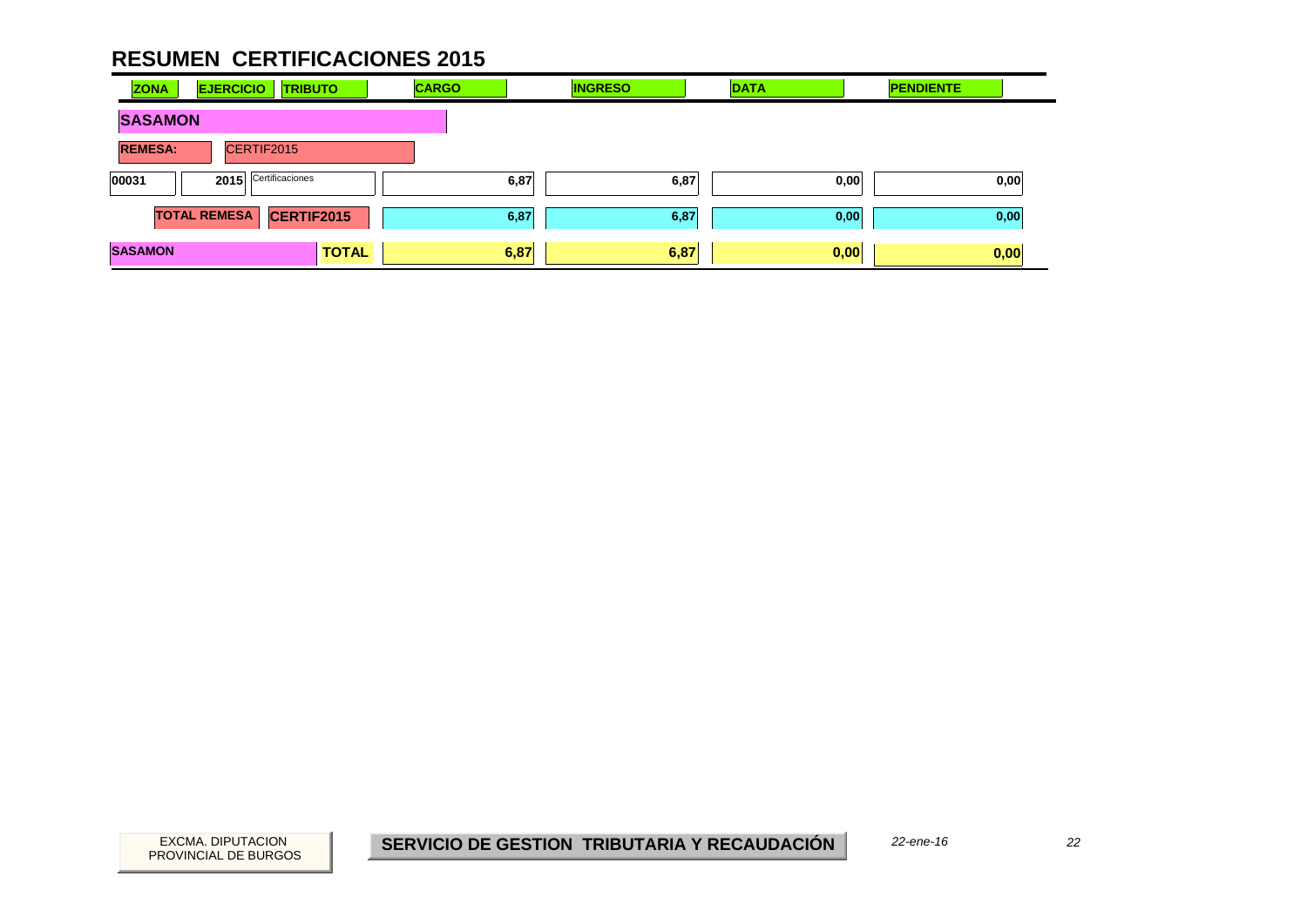# RESUMEN CERTIFICACIONES 2015

| ZONA | EJERCICIO | TRIBUTO | CARGO | INGRESO | DATA | PENDIENTE |
|---|---|---|---|---|---|---|
| **SASAMON** | | | | | | |
| **REMESA:** | CERTIF2015 | | | | | |
| 00031 | 2015 | Certificaciones | 6,87 | 6,87 | 0,00 | 0,00 |
| **TOTAL REMESA** | | **CERTIF2015** | 6,87 | 6,87 | 0,00 | 0,00 |
| **SASAMON** | | **TOTAL** | **6,87** | **6,87** | **0,00** | **0,00** |

EXCMA. DIPUTACION PROVINCIAL DE BURGOS

**SERVICIO DE GESTION TRIBUTARIA Y RECAUDACIÓN**

*22-ene-16*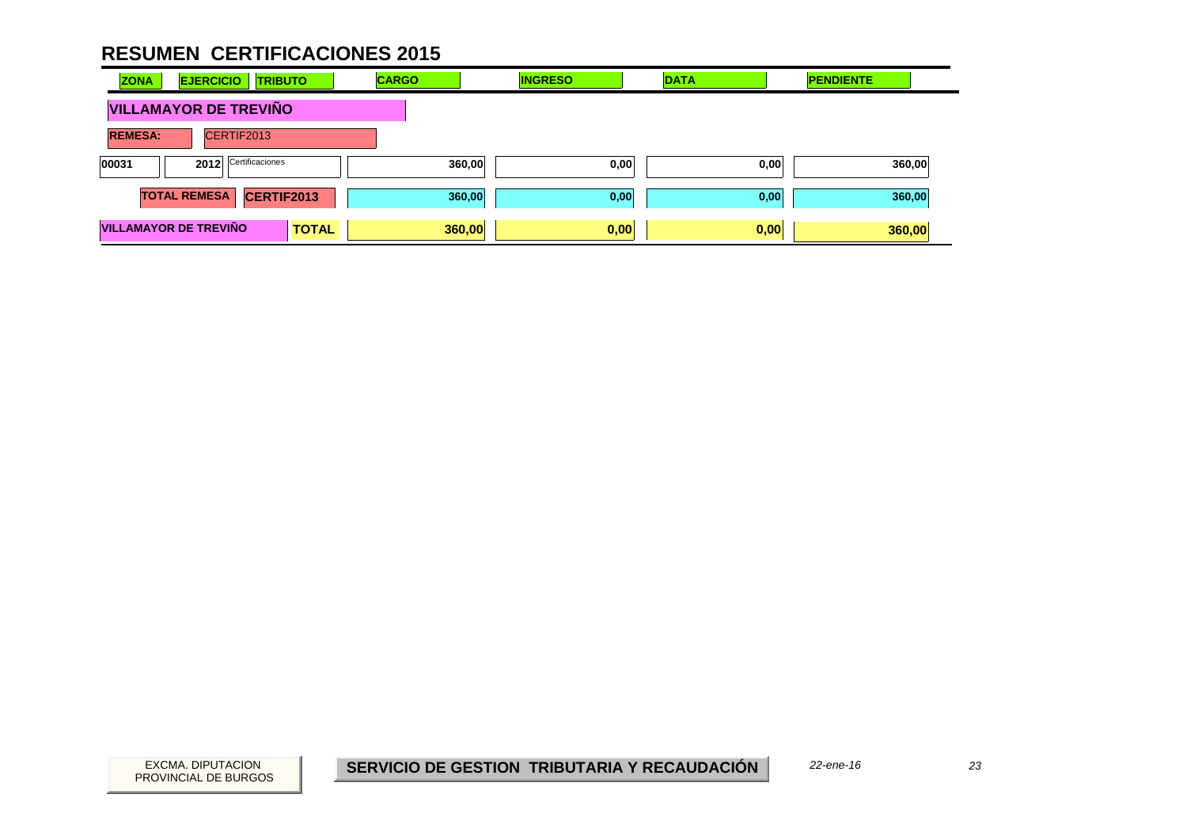# RESUMEN CERTIFICACIONES 2015

| ZONA | EJERCICIO | TRIBUTO | CARGO | INGRESO | DATA | PENDIENTE |
|---|---|---|---|---|---|---|
| **VILLAMAYOR DE TREVIÑO** | | | | | | |
| **REMESA:** | CERTIF2013 | | | | | |
| 00031 | 2012 | Certificaciones | 360,00 | 0,00 | 0,00 | 360,00 |
| **TOTAL REMESA** | **CERTIF2013** | | **360,00** | **0,00** | **0,00** | **360,00** |
| **VILLAMAYOR DE TREVIÑO** | | **TOTAL** | **360,00** | **0,00** | **0,00** | **360,00** |

EXCMA. DIPUTACION PROVINCIAL DE BURGOS

**SERVICIO DE GESTION TRIBUTARIA Y RECAUDACIÓN**

*22-ene-16*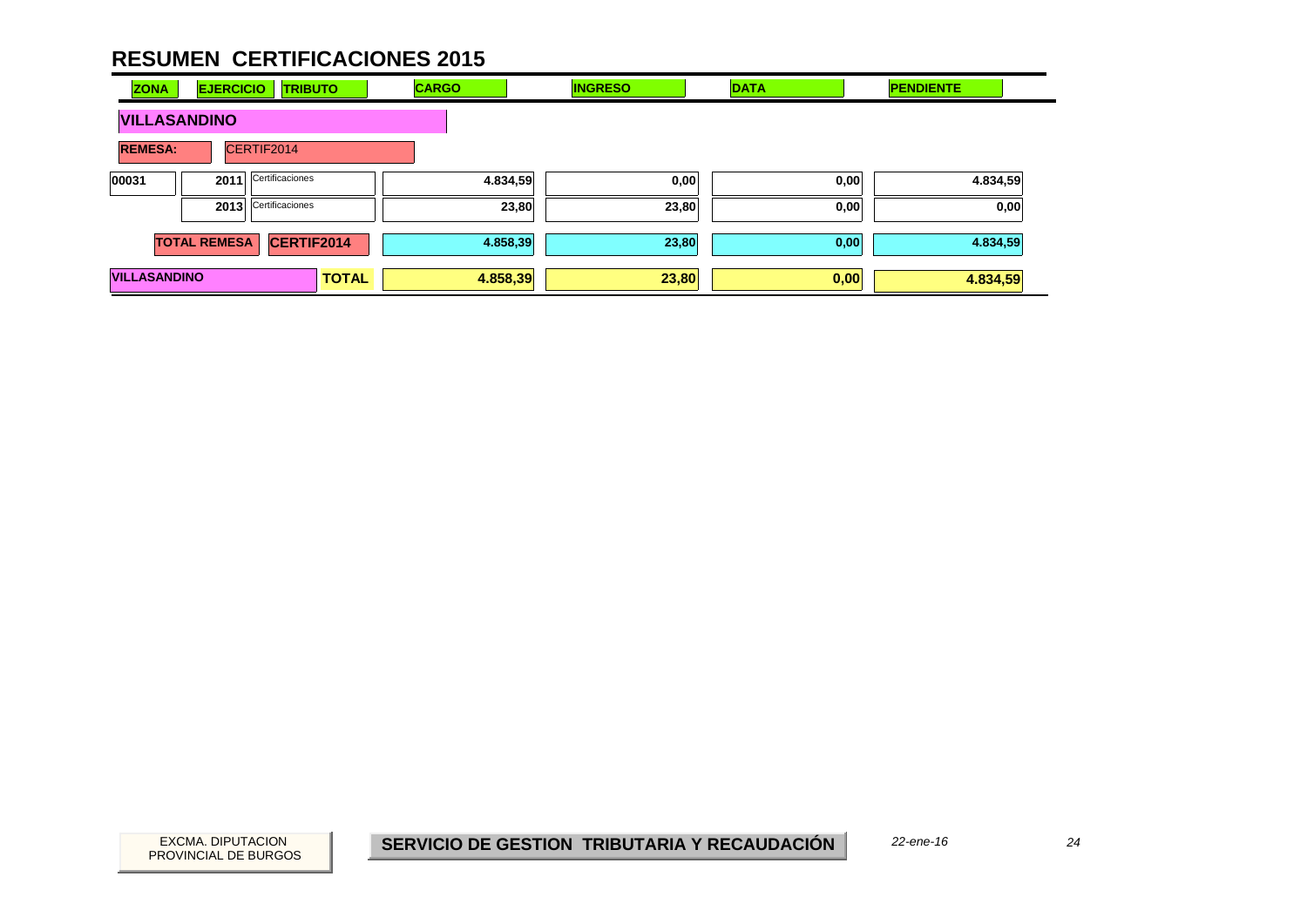# RESUMEN CERTIFICACIONES 2015

| ZONA | EJERCICIO | TRIBUTO | CARGO | INGRESO | DATA | PENDIENTE |
|---|---|---|---|---|---|---|
| **VILLASANDINO** | | | | | | |
| **REMESA:** | CERTIF2014 | | | | | |
| 00031 | 2011 | Certificaciones | 4.834,59 | 0,00 | 0,00 | 4.834,59 |
| | 2013 | Certificaciones | 23,80 | 23,80 | 0,00 | 0,00 |
| | **TOTAL REMESA** | **CERTIF2014** | **4.858,39** | **23,80** | **0,00** | **4.834,59** |
| **VILLASANDINO** | | **TOTAL** | **4.858,39** | **23,80** | **0,00** | **4.834,59** |

EXCMA. DIPUTACION PROVINCIAL DE BURGOS

**SERVICIO DE GESTION TRIBUTARIA Y RECAUDACIÓN**

*22-ene-16*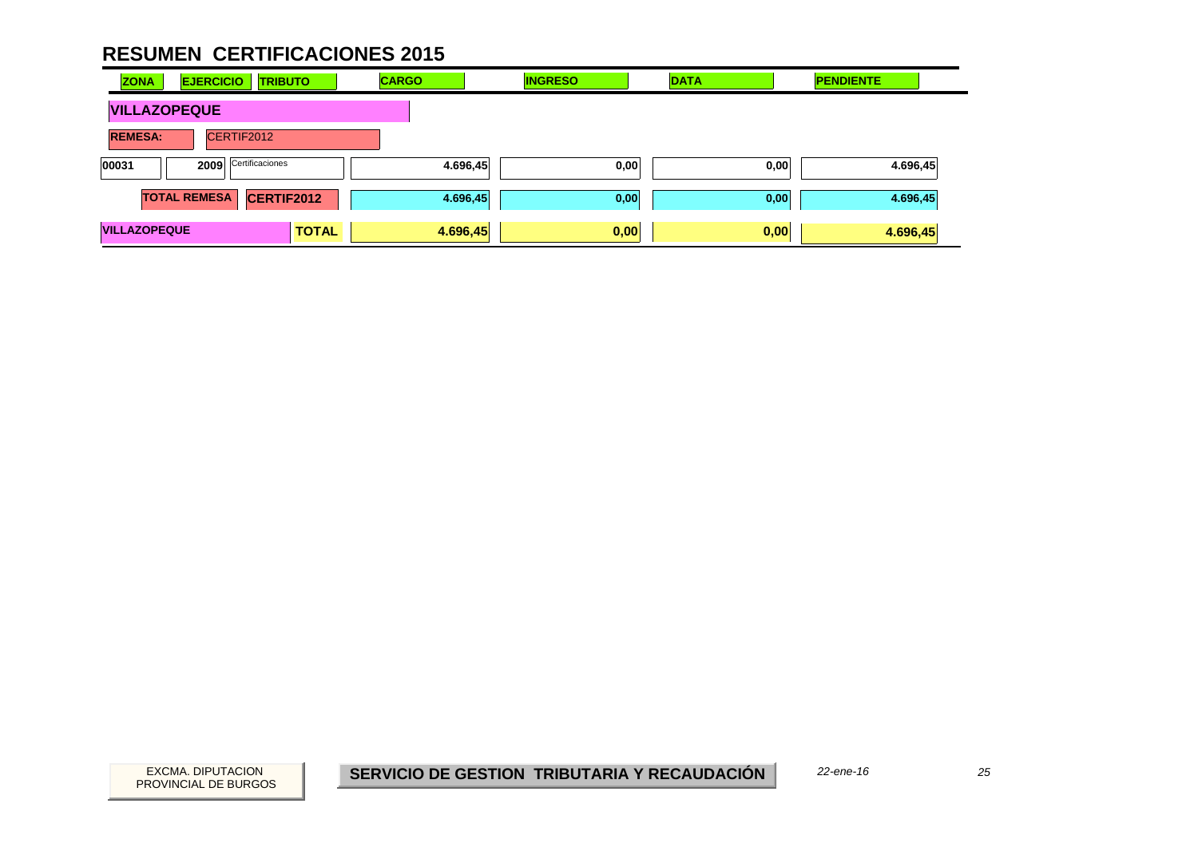# RESUMEN CERTIFICACIONES 2015

| ZONA | EJERCICIO | TRIBUTO | CARGO | INGRESO | DATA | PENDIENTE |
|---|---|---|---|---|---|---|
| **VILLAZOPEQUE** | | | | | | |
| **REMESA:** | CERTIF2012 | | | | | |
| 00031 | 2009 | Certificaciones | 4.696,45 | 0,00 | 0,00 | 4.696,45 |
| **TOTAL REMESA** | | **CERTIF2012** | 4.696,45 | 0,00 | 0,00 | 4.696,45 |
| **VILLAZOPEQUE** | | **TOTAL** | **4.696,45** | **0,00** | **0,00** | **4.696,45** |

EXCMA. DIPUTACION PROVINCIAL DE BURGOS

**SERVICIO DE GESTION TRIBUTARIA Y RECAUDACIÓN**

*22-ene-16*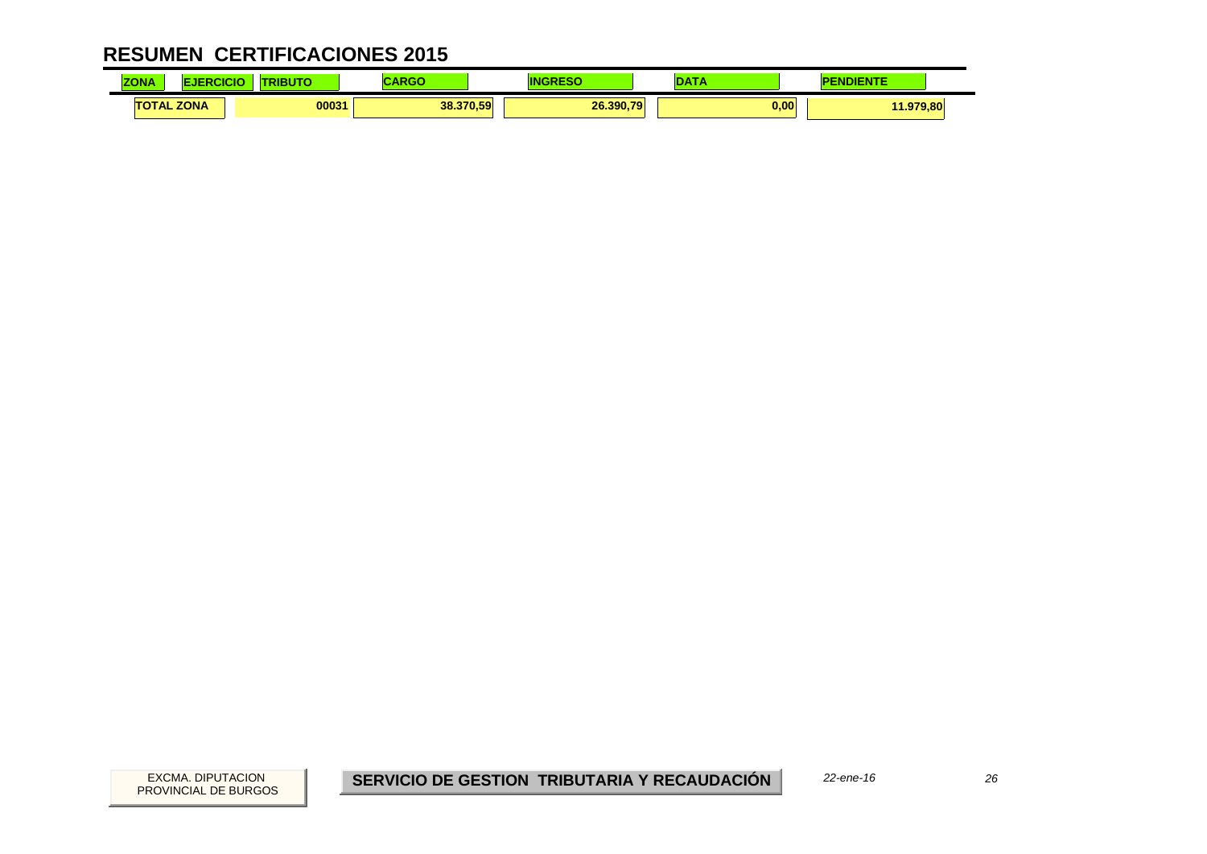# RESUMEN CERTIFICACIONES 2015

| ZONA | EJERCICIO | TRIBUTO | CARGO | INGRESO | DATA | PENDIENTE |
| --- | --- | --- | --- | --- | --- | --- |
| TOTAL ZONA | | 00031 | 38.370,59 | 26.390,79 | 0,00 | 11.979,80 |

EXCMA. DIPUTACION PROVINCIAL DE BURGOS

**SERVICIO DE GESTION TRIBUTARIA Y RECAUDACIÓN**

*22-ene-16*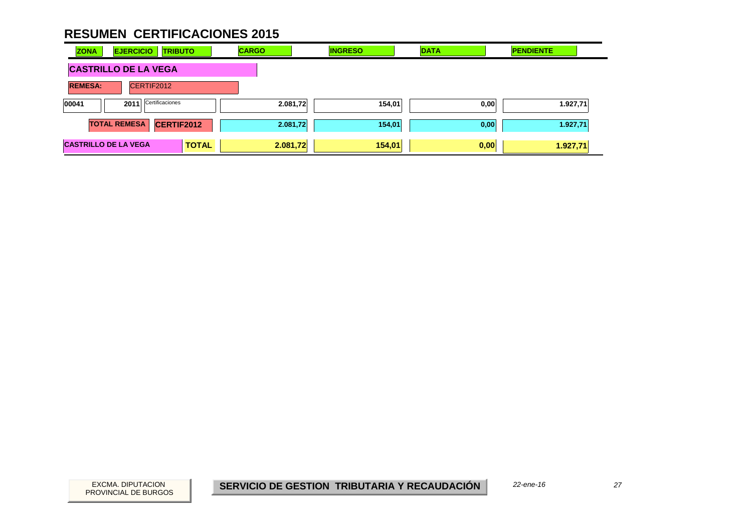# RESUMEN CERTIFICACIONES 2015

| ZONA | EJERCICIO | TRIBUTO | CARGO | INGRESO | DATA | PENDIENTE |
|---|---|---|---|---|---|---|
| **CASTRILLO DE LA VEGA** | | | | | | |
| **REMESA:** | CERTIF2012 | | | | | |
| 00041 | 2011 | Certificaciones | 2.081,72 | 154,01 | 0,00 | 1.927,71 |
| **TOTAL REMESA** | **CERTIF2012** | | **2.081,72** | **154,01** | **0,00** | **1.927,71** |
| **CASTRILLO DE LA VEGA** | | **TOTAL** | **2.081,72** | **154,01** | **0,00** | **1.927,71** |

EXCMA. DIPUTACION PROVINCIAL DE BURGOS

**SERVICIO DE GESTION TRIBUTARIA Y RECAUDACIÓN**

*22-ene-16*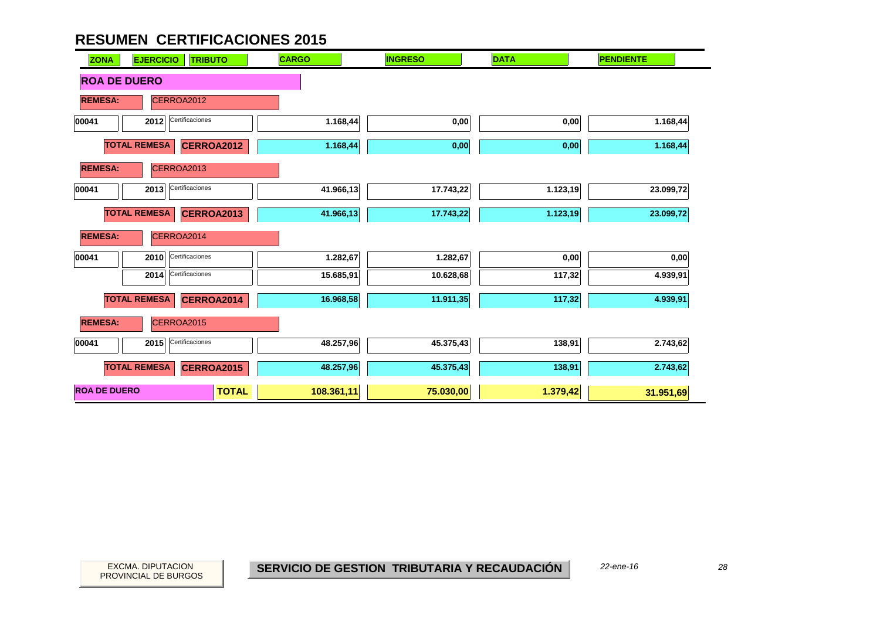# RESUMEN CERTIFICACIONES 2015

| ZONA | EJERCICIO | TRIBUTO | CARGO | INGRESO | DATA | PENDIENTE |
|---|---|---|---|---|---|---|
| **ROA DE DUERO** | | | | | | |
| **REMESA:** | CERROA2012 | | | | | |
| 00041 | 2012 | Certificaciones | 1.168,44 | 0,00 | 0,00 | 1.168,44 |
| | **TOTAL REMESA** | **CERROA2012** | 1.168,44 | 0,00 | 0,00 | 1.168,44 |
| **REMESA:** | CERROA2013 | | | | | |
| 00041 | 2013 | Certificaciones | 41.966,13 | 17.743,22 | 1.123,19 | 23.099,72 |
| | **TOTAL REMESA** | **CERROA2013** | 41.966,13 | 17.743,22 | 1.123,19 | 23.099,72 |
| **REMESA:** | CERROA2014 | | | | | |
| 00041 | 2010 | Certificaciones | 1.282,67 | 1.282,67 | 0,00 | 0,00 |
| | 2014 | Certificaciones | 15.685,91 | 10.628,68 | 117,32 | 4.939,91 |
| | **TOTAL REMESA** | **CERROA2014** | 16.968,58 | 11.911,35 | 117,32 | 4.939,91 |
| **REMESA:** | CERROA2015 | | | | | |
| 00041 | 2015 | Certificaciones | 48.257,96 | 45.375,43 | 138,91 | 2.743,62 |
| | **TOTAL REMESA** | **CERROA2015** | 48.257,96 | 45.375,43 | 138,91 | 2.743,62 |
| **ROA DE DUERO** | | **TOTAL** | **108.361,11** | **75.030,00** | **1.379,42** | **31.951,69** |

EXCMA. DIPUTACION PROVINCIAL DE BURGOS

**SERVICIO DE GESTION TRIBUTARIA Y RECAUDACIÓN**

*22-ene-16*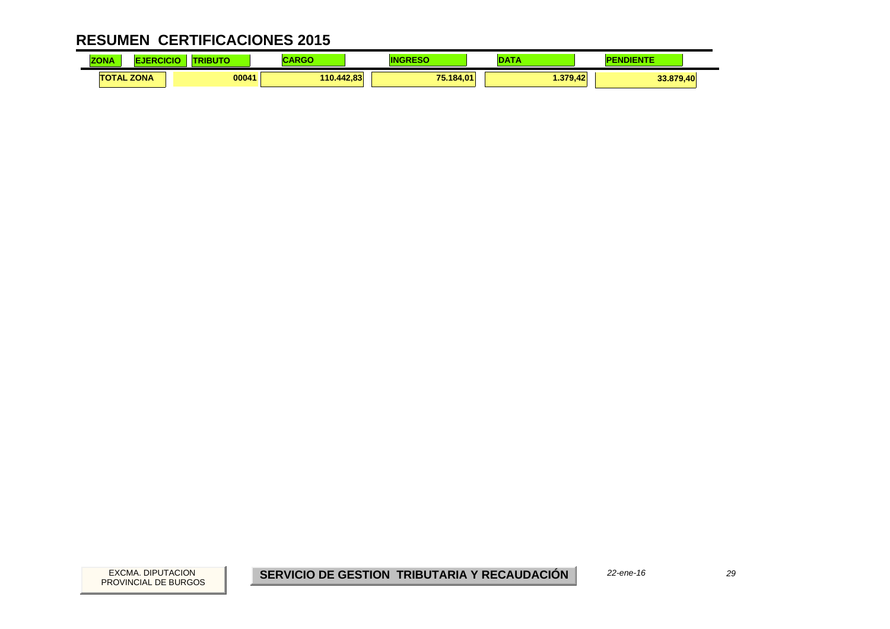# RESUMEN CERTIFICACIONES 2015

| ZONA | EJERCICIO | TRIBUTO | CARGO | INGRESO | DATA | PENDIENTE |
|---|---|---|---|---|---|---|
| TOTAL ZONA | | 00041 | 110.442,83 | 75.184,01 | 1.379,42 | 33.879,40 |

EXCMA. DIPUTACION PROVINCIAL DE BURGOS

**SERVICIO DE GESTION TRIBUTARIA Y RECAUDACIÓN**

*22-ene-16*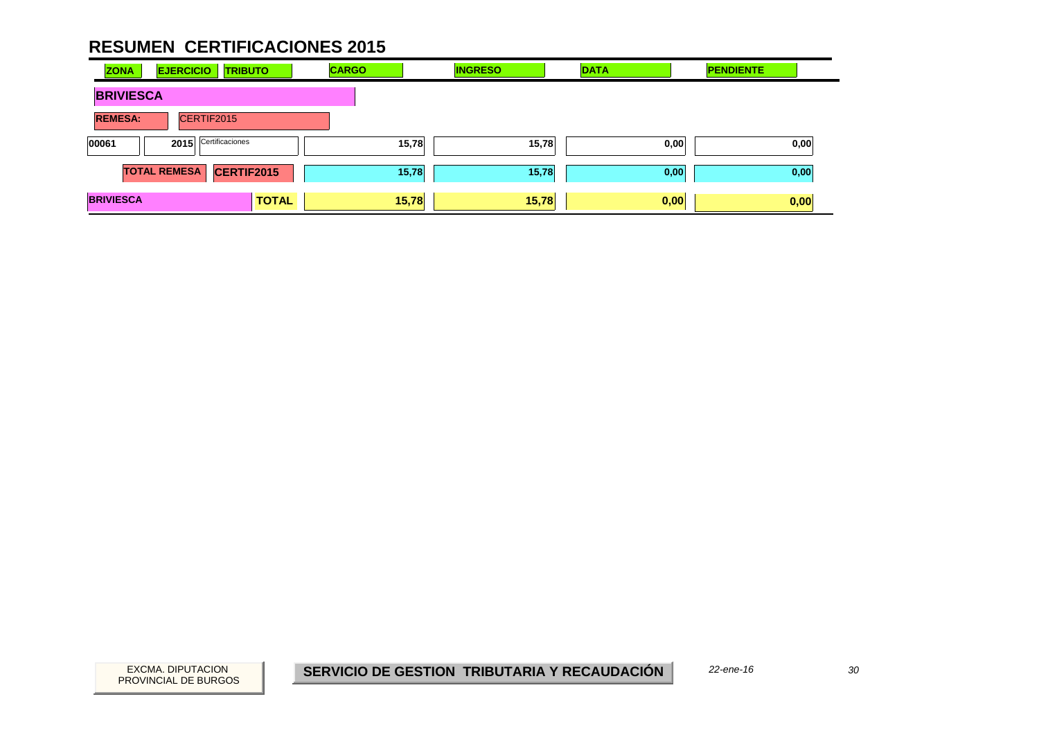# RESUMEN CERTIFICACIONES 2015

| ZONA | EJERCICIO | TRIBUTO | CARGO | INGRESO | DATA | PENDIENTE |
|---|---|---|---|---|---|---|
| **BRIVIESCA** | | | | | | |
| **REMESA:** | CERTIF2015 | | | | | |
| 00061 | 2015 | Certificaciones | 15,78 | 15,78 | 0,00 | 0,00 |
| **TOTAL REMESA** | | **CERTIF2015** | 15,78 | 15,78 | 0,00 | 0,00 |
| **BRIVIESCA** | | **TOTAL** | **15,78** | **15,78** | **0,00** | **0,00** |

EXCMA. DIPUTACION PROVINCIAL DE BURGOS

**SERVICIO DE GESTION TRIBUTARIA Y RECAUDACIÓN**

*22-ene-16*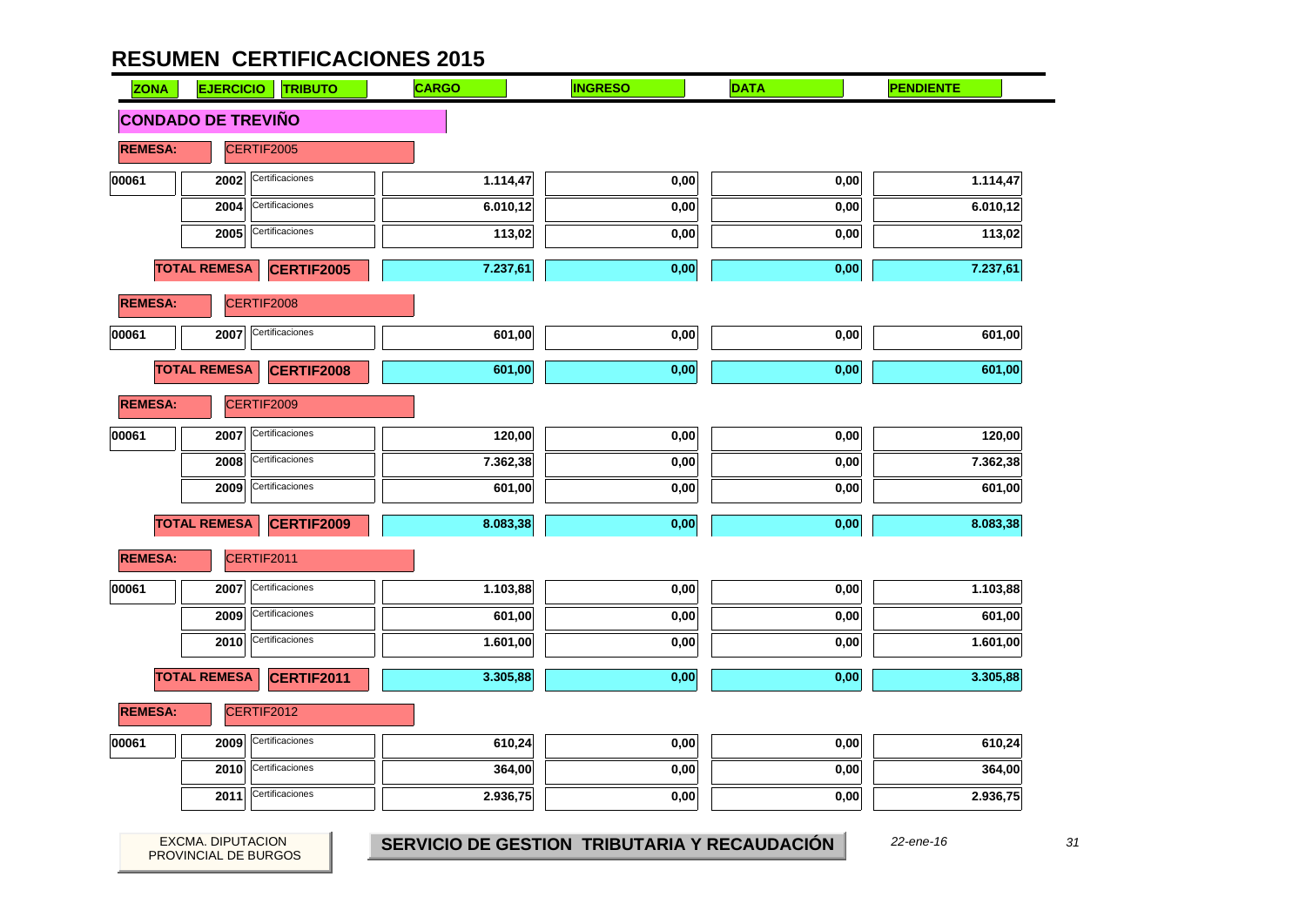# RESUMEN CERTIFICACIONES 2015

| ZONA | EJERCICIO | TRIBUTO | CARGO | INGRESO | DATA | PENDIENTE |
|---|---|---|---|---|---|---|
| **CONDADO DE TREVIÑO** | | | | | | |
| **REMESA:** | CERTIF2005 | | | | | |
| 00061 | 2002 | Certificaciones | 1.114,47 | 0,00 | 0,00 | 1.114,47 |
| | 2004 | Certificaciones | 6.010,12 | 0,00 | 0,00 | 6.010,12 |
| | 2005 | Certificaciones | 113,02 | 0,00 | 0,00 | 113,02 |
| | **TOTAL REMESA** | **CERTIF2005** | 7.237,61 | 0,00 | 0,00 | 7.237,61 |
| **REMESA:** | CERTIF2008 | | | | | |
| 00061 | 2007 | Certificaciones | 601,00 | 0,00 | 0,00 | 601,00 |
| | **TOTAL REMESA** | **CERTIF2008** | 601,00 | 0,00 | 0,00 | 601,00 |
| **REMESA:** | CERTIF2009 | | | | | |
| 00061 | 2007 | Certificaciones | 120,00 | 0,00 | 0,00 | 120,00 |
| | 2008 | Certificaciones | 7.362,38 | 0,00 | 0,00 | 7.362,38 |
| | 2009 | Certificaciones | 601,00 | 0,00 | 0,00 | 601,00 |
| | **TOTAL REMESA** | **CERTIF2009** | 8.083,38 | 0,00 | 0,00 | 8.083,38 |
| **REMESA:** | CERTIF2011 | | | | | |
| 00061 | 2007 | Certificaciones | 1.103,88 | 0,00 | 0,00 | 1.103,88 |
| | 2009 | Certificaciones | 601,00 | 0,00 | 0,00 | 601,00 |
| | 2010 | Certificaciones | 1.601,00 | 0,00 | 0,00 | 1.601,00 |
| | **TOTAL REMESA** | **CERTIF2011** | 3.305,88 | 0,00 | 0,00 | 3.305,88 |
| **REMESA:** | CERTIF2012 | | | | | |
| 00061 | 2009 | Certificaciones | 610,24 | 0,00 | 0,00 | 610,24 |
| | 2010 | Certificaciones | 364,00 | 0,00 | 0,00 | 364,00 |
| | 2011 | Certificaciones | 2.936,75 | 0,00 | 0,00 | 2.936,75 |

EXCMA. DIPUTACION PROVINCIAL DE BURGOS

**SERVICIO DE GESTION TRIBUTARIA Y RECAUDACIÓN**

*22-ene-16*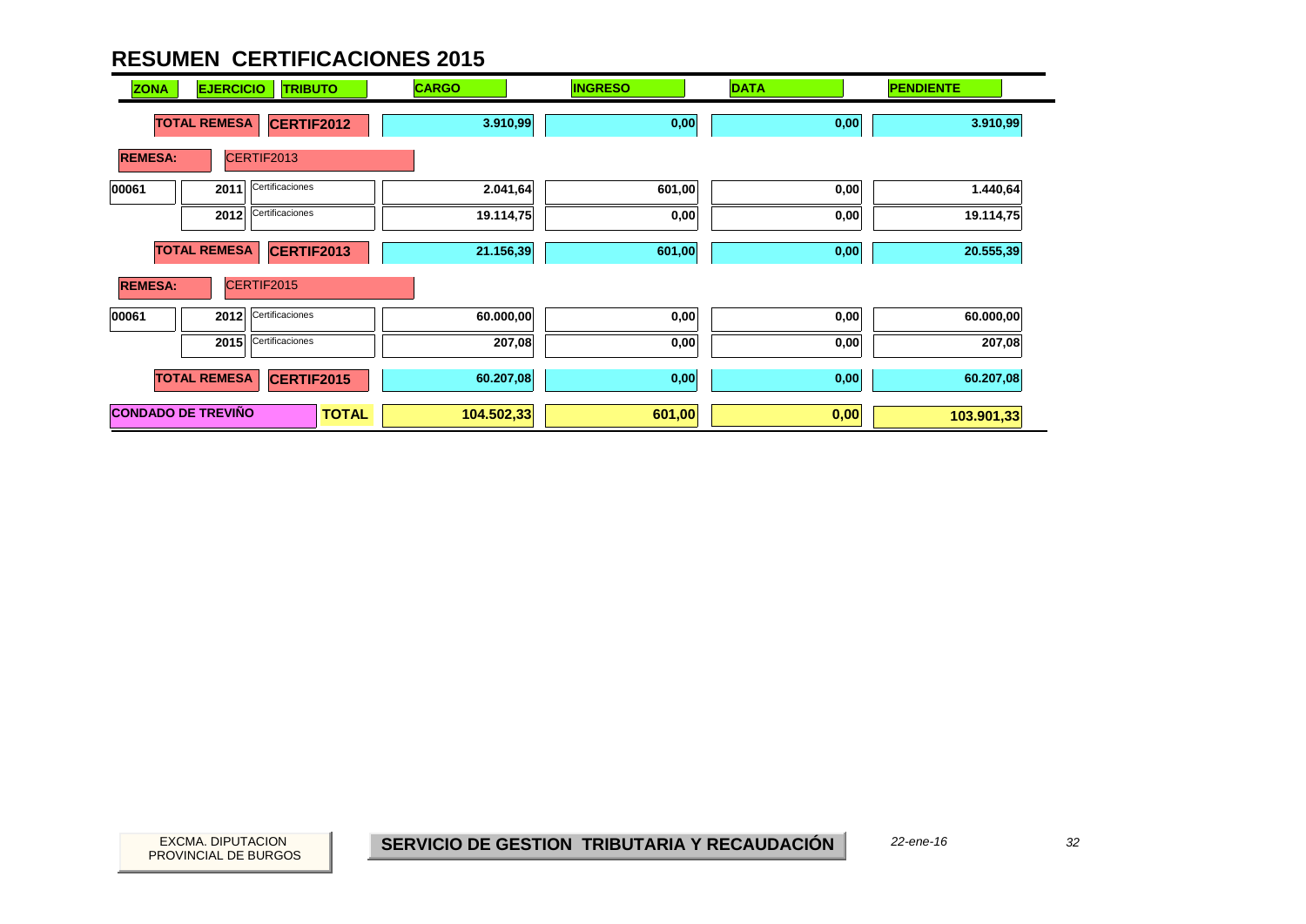# RESUMEN CERTIFICACIONES 2015

| ZONA | EJERCICIO | TRIBUTO | CARGO | INGRESO | DATA | PENDIENTE |
|---|---|---|---|---|---|---|
| TOTAL REMESA | | CERTIF2012 | 3.910,99 | 0,00 | 0,00 | 3.910,99 |
| REMESA: | CERTIF2013 | | | | | |
| 00061 | 2011 | Certificaciones | 2.041,64 | 601,00 | 0,00 | 1.440,64 |
| | 2012 | Certificaciones | 19.114,75 | 0,00 | 0,00 | 19.114,75 |
| TOTAL REMESA | | CERTIF2013 | 21.156,39 | 601,00 | 0,00 | 20.555,39 |
| REMESA: | CERTIF2015 | | | | | |
| 00061 | 2012 | Certificaciones | 60.000,00 | 0,00 | 0,00 | 60.000,00 |
| | 2015 | Certificaciones | 207,08 | 0,00 | 0,00 | 207,08 |
| TOTAL REMESA | | CERTIF2015 | 60.207,08 | 0,00 | 0,00 | 60.207,08 |
| CONDADO DE TREVIÑO | | TOTAL | 104.502,33 | 601,00 | 0,00 | 103.901,33 |

EXCMA. DIPUTACION PROVINCIAL DE BURGOS

SERVICIO DE GESTION TRIBUTARIA Y RECAUDACIÓN

*22-ene-16*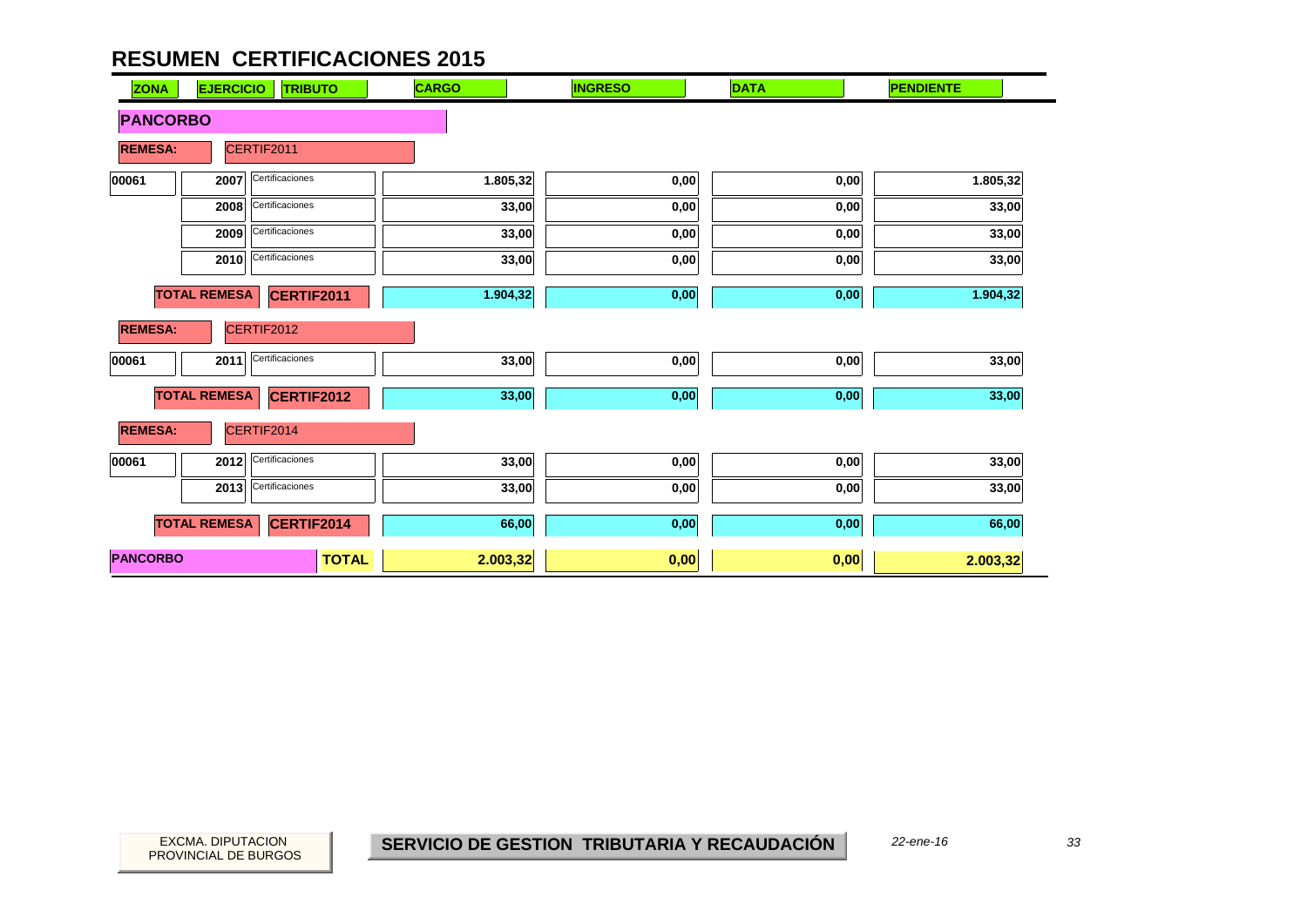# RESUMEN CERTIFICACIONES 2015

| ZONA | EJERCICIO | TRIBUTO | CARGO | INGRESO | DATA | PENDIENTE |
|---|---|---|---|---|---|---|
| **PANCORBO** | | | | | | |
| **REMESA:** | CERTIF2011 | | | | | |
| 00061 | 2007 | Certificaciones | 1.805,32 | 0,00 | 0,00 | 1.805,32 |
| | 2008 | Certificaciones | 33,00 | 0,00 | 0,00 | 33,00 |
| | 2009 | Certificaciones | 33,00 | 0,00 | 0,00 | 33,00 |
| | 2010 | Certificaciones | 33,00 | 0,00 | 0,00 | 33,00 |
| | **TOTAL REMESA** | **CERTIF2011** | 1.904,32 | 0,00 | 0,00 | 1.904,32 |
| **REMESA:** | CERTIF2012 | | | | | |
| 00061 | 2011 | Certificaciones | 33,00 | 0,00 | 0,00 | 33,00 |
| | **TOTAL REMESA** | **CERTIF2012** | 33,00 | 0,00 | 0,00 | 33,00 |
| **REMESA:** | CERTIF2014 | | | | | |
| 00061 | 2012 | Certificaciones | 33,00 | 0,00 | 0,00 | 33,00 |
| | 2013 | Certificaciones | 33,00 | 0,00 | 0,00 | 33,00 |
| | **TOTAL REMESA** | **CERTIF2014** | 66,00 | 0,00 | 0,00 | 66,00 |
| **PANCORBO** | | **TOTAL** | **2.003,32** | **0,00** | **0,00** | **2.003,32** |

EXCMA. DIPUTACION PROVINCIAL DE BURGOS

**SERVICIO DE GESTION TRIBUTARIA Y RECAUDACIÓN**

*22-ene-16*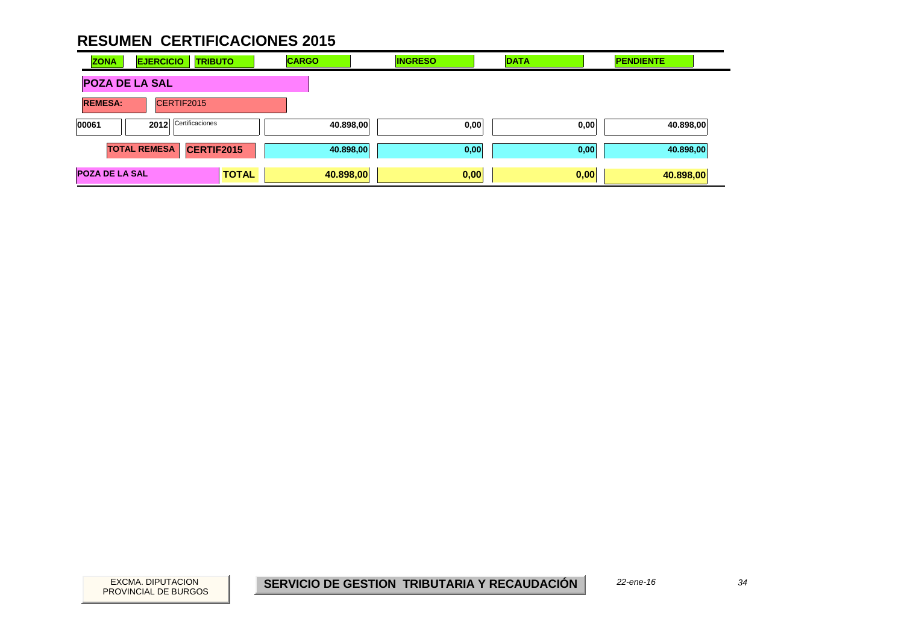# RESUMEN CERTIFICACIONES 2015

| ZONA | EJERCICIO | TRIBUTO | CARGO | INGRESO | DATA | PENDIENTE |
|---|---|---|---|---|---|---|
| **POZA DE LA SAL** | | | | | | |
| **REMESA:** | CERTIF2015 | | | | | |
| 00061 | 2012 | Certificaciones | 40.898,00 | 0,00 | 0,00 | 40.898,00 |
| **TOTAL REMESA** | | **CERTIF2015** | **40.898,00** | **0,00** | **0,00** | **40.898,00** |
| **POZA DE LA SAL** | | **TOTAL** | **40.898,00** | **0,00** | **0,00** | **40.898,00** |

EXCMA. DIPUTACION PROVINCIAL DE BURGOS

**SERVICIO DE GESTION TRIBUTARIA Y RECAUDACIÓN**

*22-ene-16*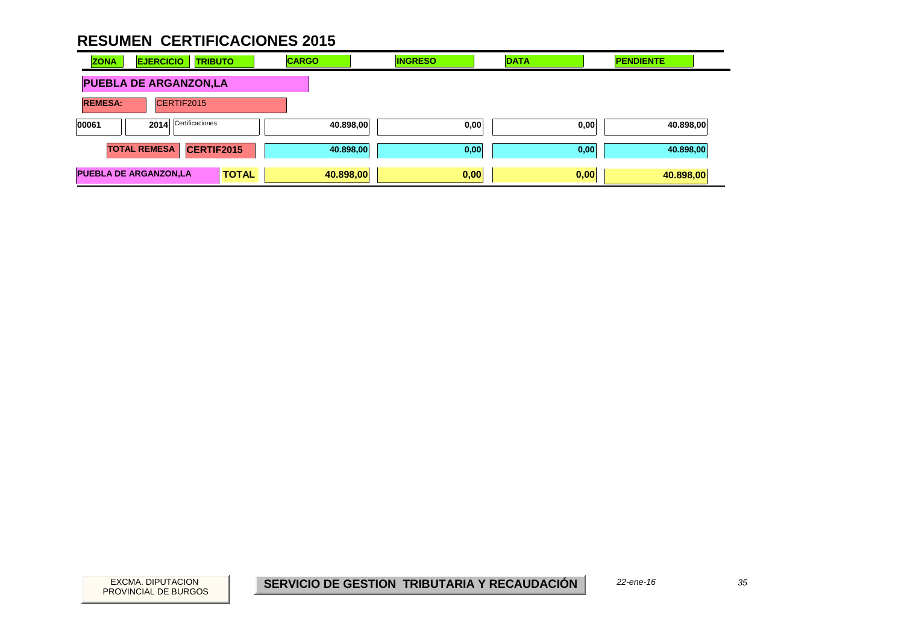# RESUMEN CERTIFICACIONES 2015

| ZONA | EJERCICIO | TRIBUTO | CARGO | INGRESO | DATA | PENDIENTE |
|---|---|---|---|---|---|---|
| **PUEBLA DE ARGANZON,LA** | | | | | | |
| **REMESA:** | CERTIF2015 | | | | | |
| 00061 | 2014 | Certificaciones | 40.898,00 | 0,00 | 0,00 | 40.898,00 |
| **TOTAL REMESA** | **CERTIF2015** | | **40.898,00** | **0,00** | **0,00** | **40.898,00** |
| **PUEBLA DE ARGANZON,LA** | | **TOTAL** | **40.898,00** | **0,00** | **0,00** | **40.898,00** |

EXCMA. DIPUTACION PROVINCIAL DE BURGOS

**SERVICIO DE GESTION TRIBUTARIA Y RECAUDACIÓN**

*22-ene-16*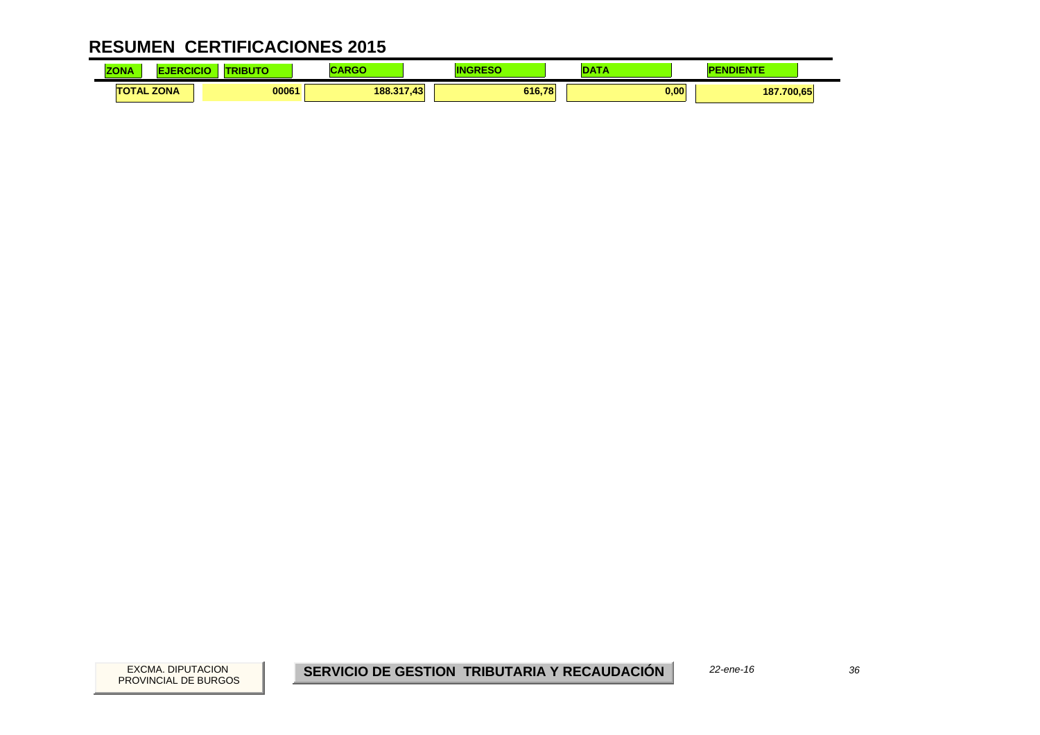# RESUMEN CERTIFICACIONES 2015

| ZONA | EJERCICIO | TRIBUTO | CARGO | INGRESO | DATA | PENDIENTE |
|---|---|---|---|---|---|---|
| TOTAL ZONA | | 00061 | 188.317,43 | 616,78 | 0,00 | 187.700,65 |

EXCMA. DIPUTACION PROVINCIAL DE BURGOS

**SERVICIO DE GESTION TRIBUTARIA Y RECAUDACIÓN**

*22-ene-16*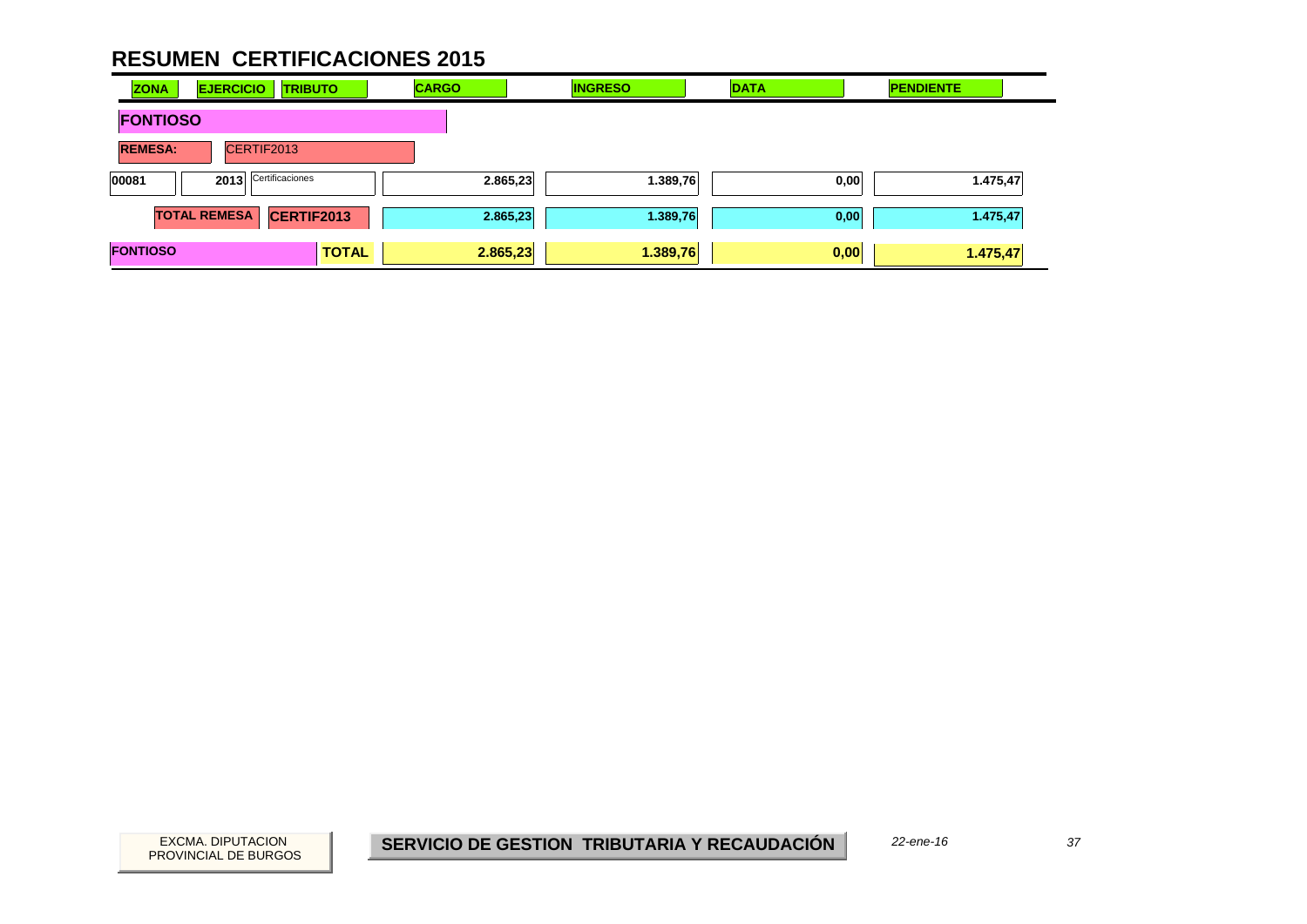# RESUMEN CERTIFICACIONES 2015

| ZONA | EJERCICIO | TRIBUTO | CARGO | INGRESO | DATA | PENDIENTE |
|---|---|---|---|---|---|---|
| **FONTIOSO** | | | | | | |
| **REMESA:** | CERTIF2013 | | | | | |
| 00081 | 2013 | Certificaciones | 2.865,23 | 1.389,76 | 0,00 | 1.475,47 |
| | **TOTAL REMESA** | **CERTIF2013** | **2.865,23** | **1.389,76** | **0,00** | **1.475,47** |
| **FONTIOSO** | | **TOTAL** | **2.865,23** | **1.389,76** | **0,00** | **1.475,47** |

EXCMA. DIPUTACION PROVINCIAL DE BURGOS

**SERVICIO DE GESTION TRIBUTARIA Y RECAUDACIÓN**

*22-ene-16*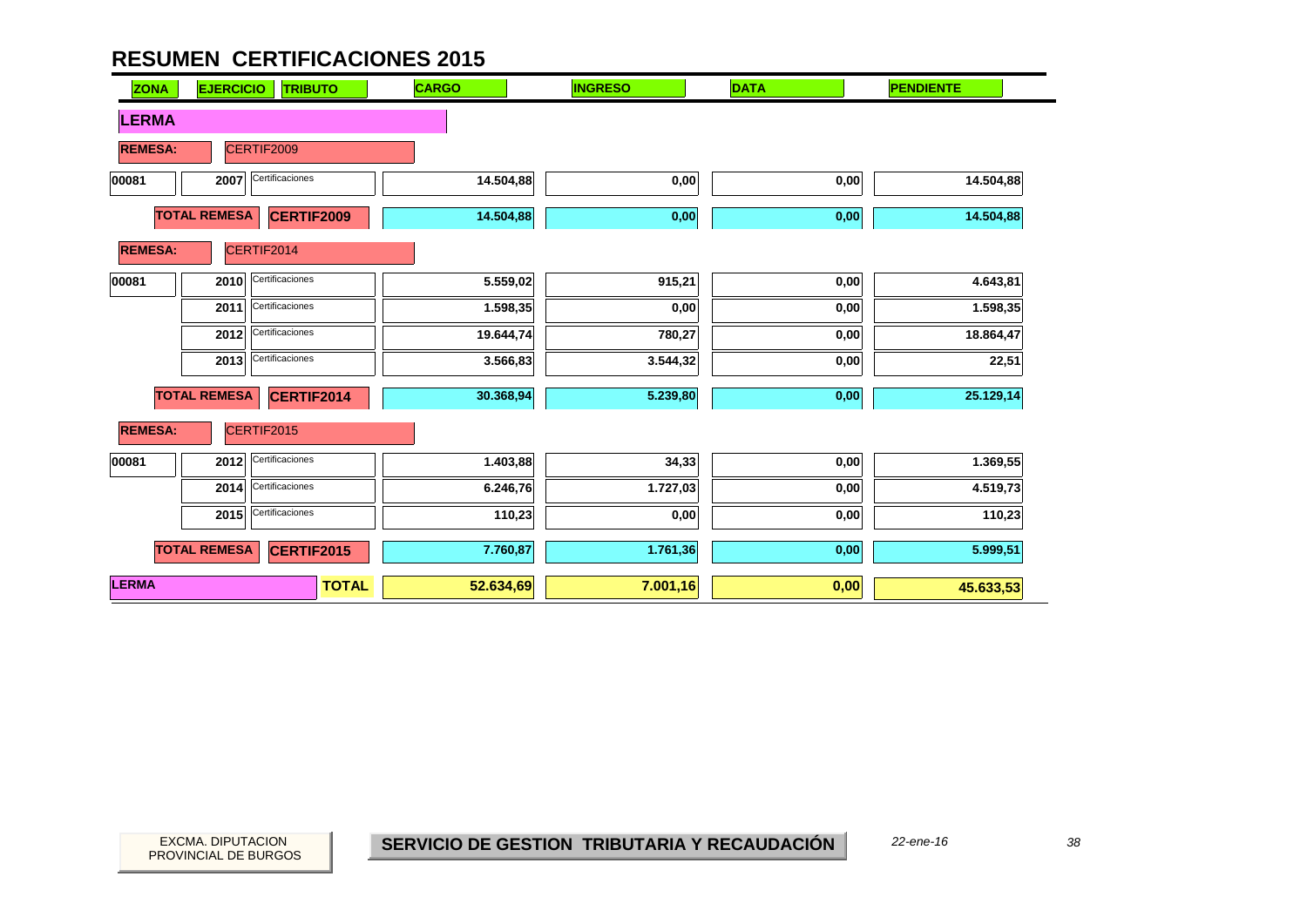# RESUMEN CERTIFICACIONES 2015

| ZONA | EJERCICIO | TRIBUTO | CARGO | INGRESO | DATA | PENDIENTE |
|---|---|---|---|---|---|---|
| **LERMA** | | | | | | |
| **REMESA:** | CERTIF2009 | | | | | |
| 00081 | 2007 | Certificaciones | 14.504,88 | 0,00 | 0,00 | 14.504,88 |
| **TOTAL REMESA** | | **CERTIF2009** | **14.504,88** | **0,00** | **0,00** | **14.504,88** |
| **REMESA:** | CERTIF2014 | | | | | |
| 00081 | 2010 | Certificaciones | 5.559,02 | 915,21 | 0,00 | 4.643,81 |
| | 2011 | Certificaciones | 1.598,35 | 0,00 | 0,00 | 1.598,35 |
| | 2012 | Certificaciones | 19.644,74 | 780,27 | 0,00 | 18.864,47 |
| | 2013 | Certificaciones | 3.566,83 | 3.544,32 | 0,00 | 22,51 |
| **TOTAL REMESA** | | **CERTIF2014** | **30.368,94** | **5.239,80** | **0,00** | **25.129,14** |
| **REMESA:** | CERTIF2015 | | | | | |
| 00081 | 2012 | Certificaciones | 1.403,88 | 34,33 | 0,00 | 1.369,55 |
| | 2014 | Certificaciones | 6.246,76 | 1.727,03 | 0,00 | 4.519,73 |
| | 2015 | Certificaciones | 110,23 | 0,00 | 0,00 | 110,23 |
| **TOTAL REMESA** | | **CERTIF2015** | **7.760,87** | **1.761,36** | **0,00** | **5.999,51** |
| **LERMA** | | **TOTAL** | **52.634,69** | **7.001,16** | **0,00** | **45.633,53** |

EXCMA. DIPUTACION PROVINCIAL DE BURGOS

**SERVICIO DE GESTION TRIBUTARIA Y RECAUDACIÓN**

*22-ene-16*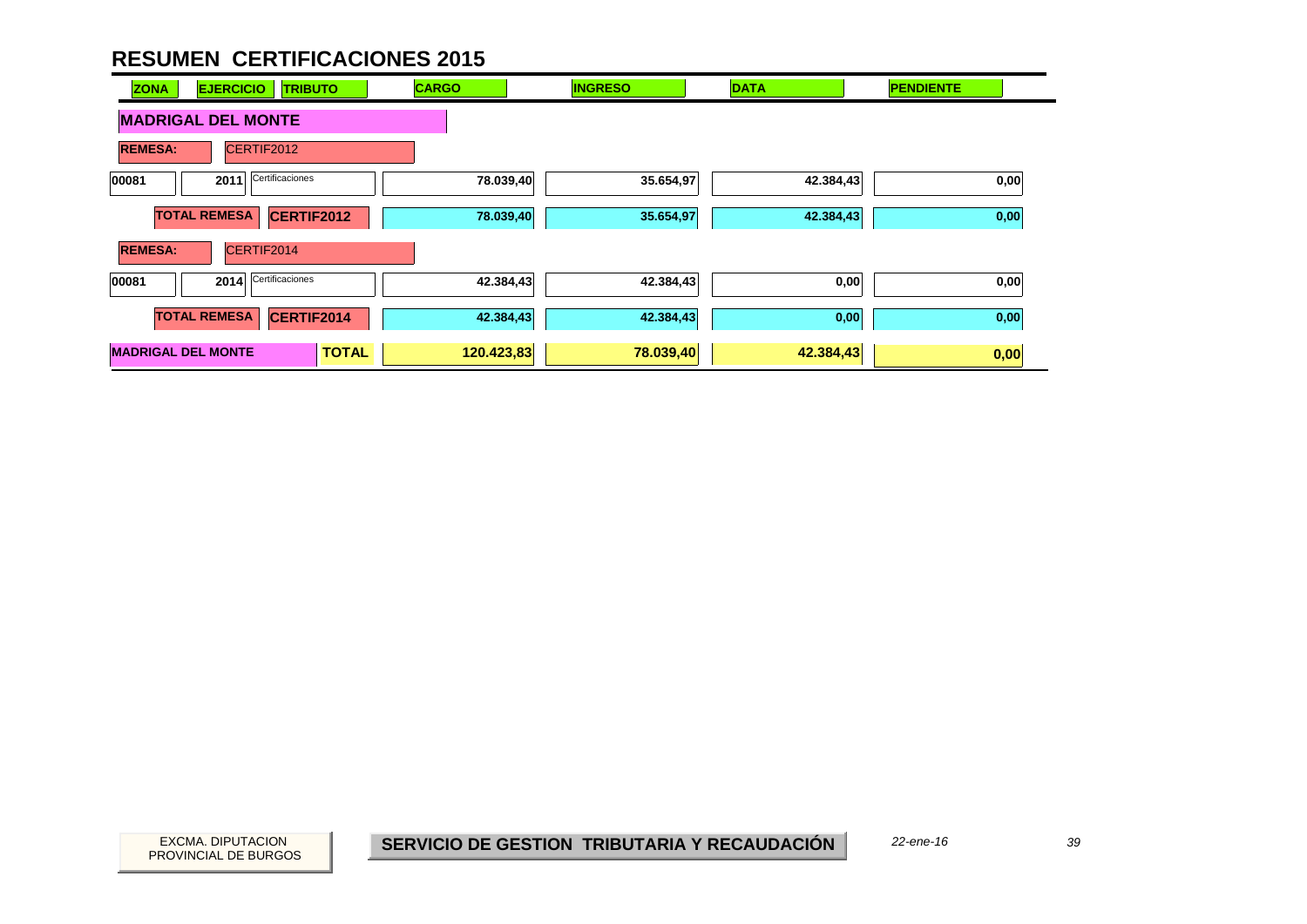# RESUMEN CERTIFICACIONES 2015

| ZONA | EJERCICIO | TRIBUTO | CARGO | INGRESO | DATA | PENDIENTE |
|---|---|---|---|---|---|---|
| **MADRIGAL DEL MONTE** | | | | | | |
| **REMESA:** | CERTIF2012 | | | | | |
| 00081 | 2011 | Certificaciones | 78.039,40 | 35.654,97 | 42.384,43 | 0,00 |
| | **TOTAL REMESA** | **CERTIF2012** | **78.039,40** | **35.654,97** | **42.384,43** | **0,00** |
| **REMESA:** | CERTIF2014 | | | | | |
| 00081 | 2014 | Certificaciones | 42.384,43 | 42.384,43 | 0,00 | 0,00 |
| | **TOTAL REMESA** | **CERTIF2014** | **42.384,43** | **42.384,43** | **0,00** | **0,00** |
| **MADRIGAL DEL MONTE** | | **TOTAL** | **120.423,83** | **78.039,40** | **42.384,43** | **0,00** |

EXCMA. DIPUTACION PROVINCIAL DE BURGOS

**SERVICIO DE GESTION TRIBUTARIA Y RECAUDACIÓN**

*22-ene-16*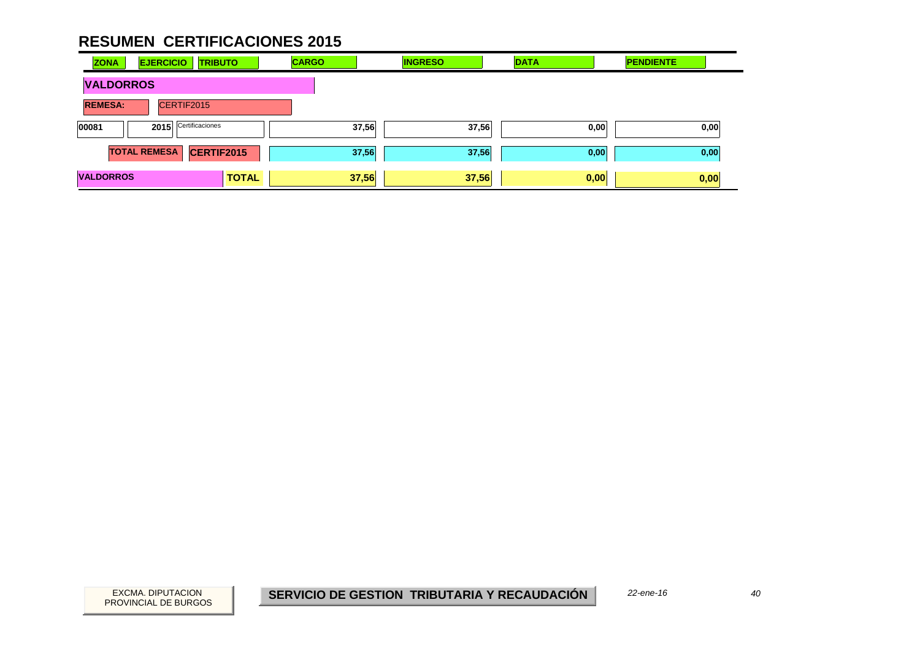# RESUMEN CERTIFICACIONES 2015

| ZONA | EJERCICIO | TRIBUTO | CARGO | INGRESO | DATA | PENDIENTE |
|---|---|---|---|---|---|---|
| **VALDORROS** | | | | | | |
| **REMESA:** CERTIF2015 | | | | | | |
| 00081 | 2015 | Certificaciones | 37,56 | 37,56 | 0,00 | 0,00 |
| **TOTAL REMESA** | **CERTIF2015** | | 37,56 | 37,56 | 0,00 | 0,00 |
| **VALDORROS** | | **TOTAL** | **37,56** | **37,56** | **0,00** | **0,00** |

EXCMA. DIPUTACION PROVINCIAL DE BURGOS

**SERVICIO DE GESTION TRIBUTARIA Y RECAUDACIÓN**

*22-ene-16*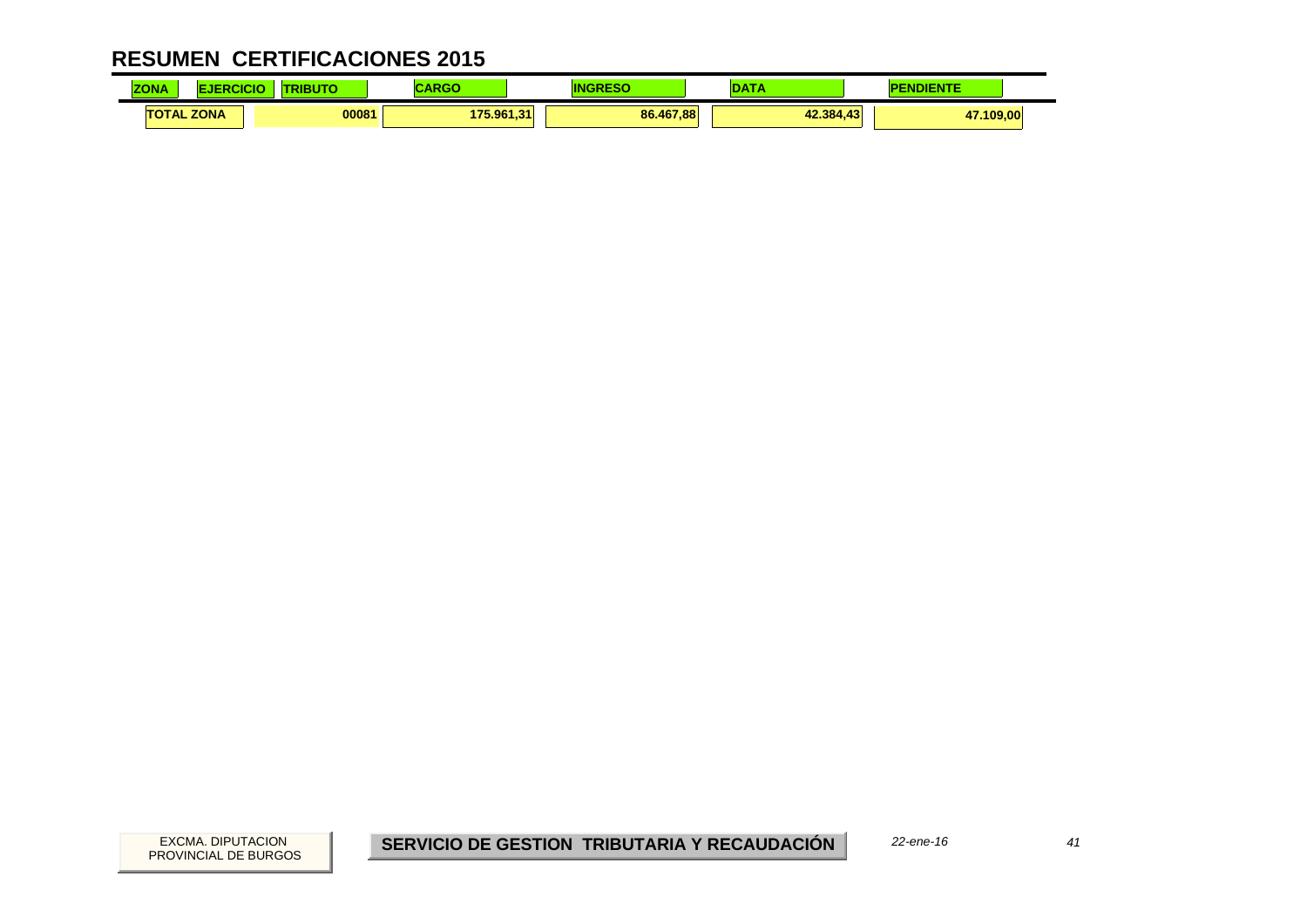# RESUMEN CERTIFICACIONES 2015

| ZONA | EJERCICIO | TRIBUTO | CARGO | INGRESO | DATA | PENDIENTE |
|---|---|---|---|---|---|---|
| TOTAL ZONA | | 00081 | 175.961,31 | 86.467,88 | 42.384,43 | 47.109,00 |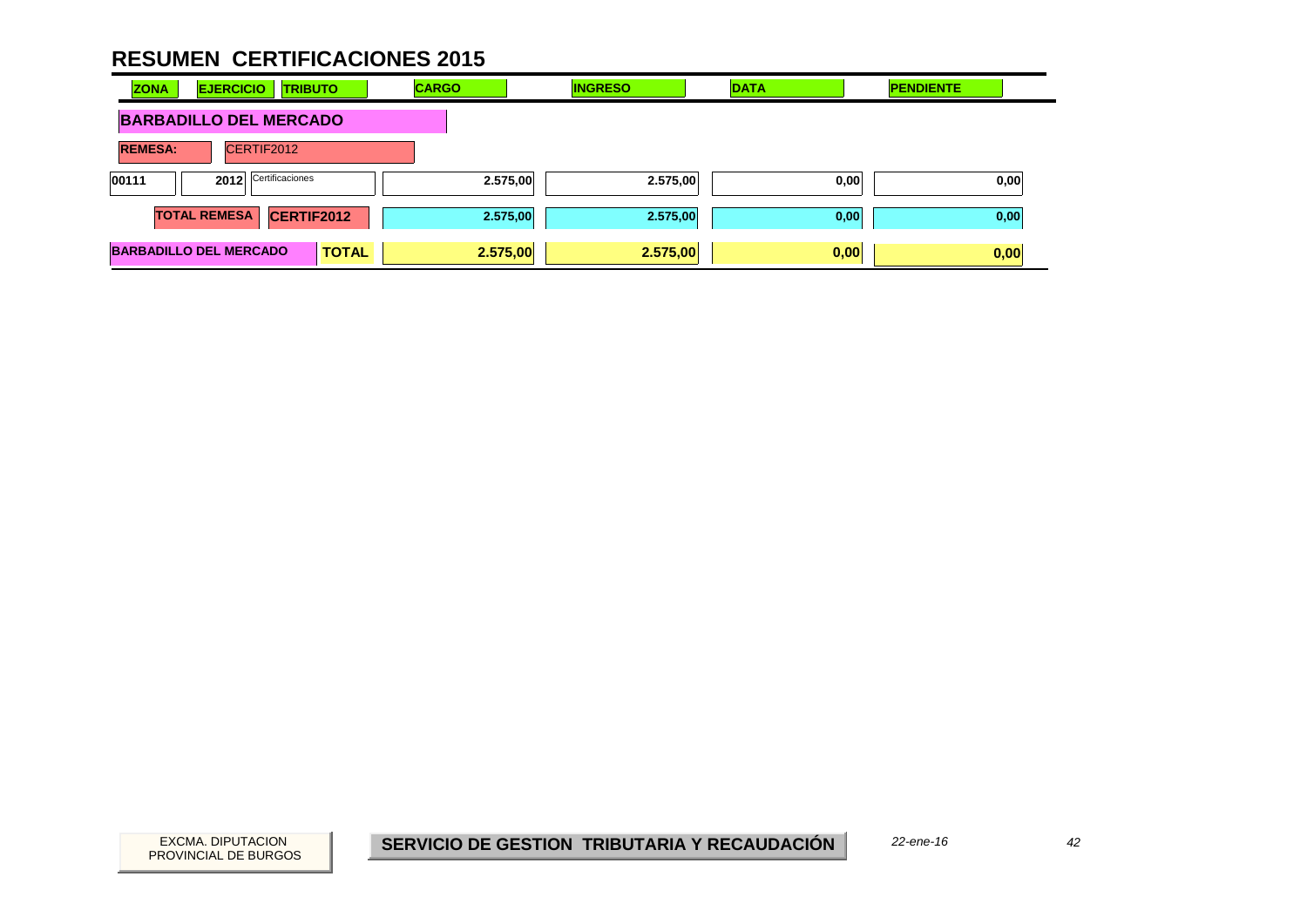# RESUMEN CERTIFICACIONES 2015

| ZONA | EJERCICIO | TRIBUTO | CARGO | INGRESO | DATA | PENDIENTE |
|---|---|---|---|---|---|---|
| **BARBADILLO DEL MERCADO** | | | | | | |
| **REMESA:** | CERTIF2012 | | | | | |
| 00111 | 2012 | Certificaciones | 2.575,00 | 2.575,00 | 0,00 | 0,00 |
| **TOTAL REMESA** | **CERTIF2012** | | **2.575,00** | **2.575,00** | **0,00** | **0,00** |
| **BARBADILLO DEL MERCADO** | | **TOTAL** | **2.575,00** | **2.575,00** | **0,00** | **0,00** |

EXCMA. DIPUTACION PROVINCIAL DE BURGOS

**SERVICIO DE GESTION TRIBUTARIA Y RECAUDACIÓN**

*22-ene-16*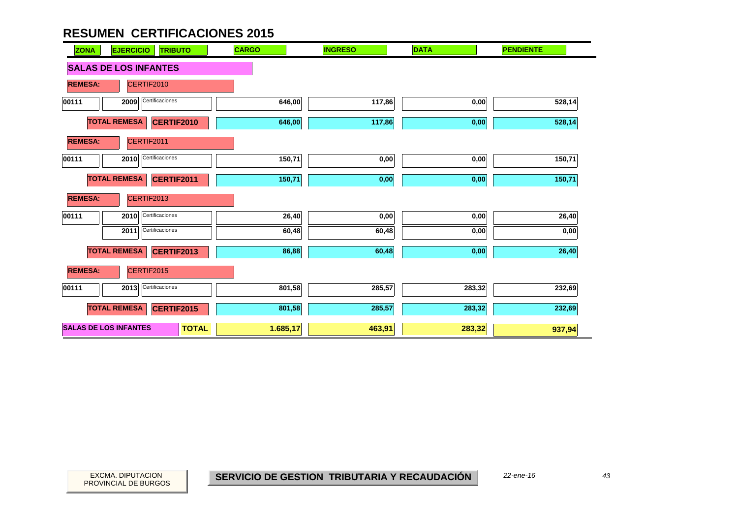# RESUMEN CERTIFICACIONES 2015

| ZONA | EJERCICIO | TRIBUTO | CARGO | INGRESO | DATA | PENDIENTE |
|---|---|---|---|---|---|---|
| **SALAS DE LOS INFANTES** | | | | | | |
| **REMESA:** | CERTIF2010 | | | | | |
| 00111 | 2009 | Certificaciones | 646,00 | 117,86 | 0,00 | 528,14 |
| | **TOTAL REMESA** | **CERTIF2010** | 646,00 | 117,86 | 0,00 | 528,14 |
| **REMESA:** | CERTIF2011 | | | | | |
| 00111 | 2010 | Certificaciones | 150,71 | 0,00 | 0,00 | 150,71 |
| | **TOTAL REMESA** | **CERTIF2011** | 150,71 | 0,00 | 0,00 | 150,71 |
| **REMESA:** | CERTIF2013 | | | | | |
| 00111 | 2010 | Certificaciones | 26,40 | 0,00 | 0,00 | 26,40 |
| | 2011 | Certificaciones | 60,48 | 60,48 | 0,00 | 0,00 |
| | **TOTAL REMESA** | **CERTIF2013** | 86,88 | 60,48 | 0,00 | 26,40 |
| **REMESA:** | CERTIF2015 | | | | | |
| 00111 | 2013 | Certificaciones | 801,58 | 285,57 | 283,32 | 232,69 |
| | **TOTAL REMESA** | **CERTIF2015** | 801,58 | 285,57 | 283,32 | 232,69 |
| **SALAS DE LOS INFANTES** | | **TOTAL** | **1.685,17** | **463,91** | **283,32** | **937,94** |

EXCMA. DIPUTACION PROVINCIAL DE BURGOS

**SERVICIO DE GESTION TRIBUTARIA Y RECAUDACIÓN**

*22-ene-16*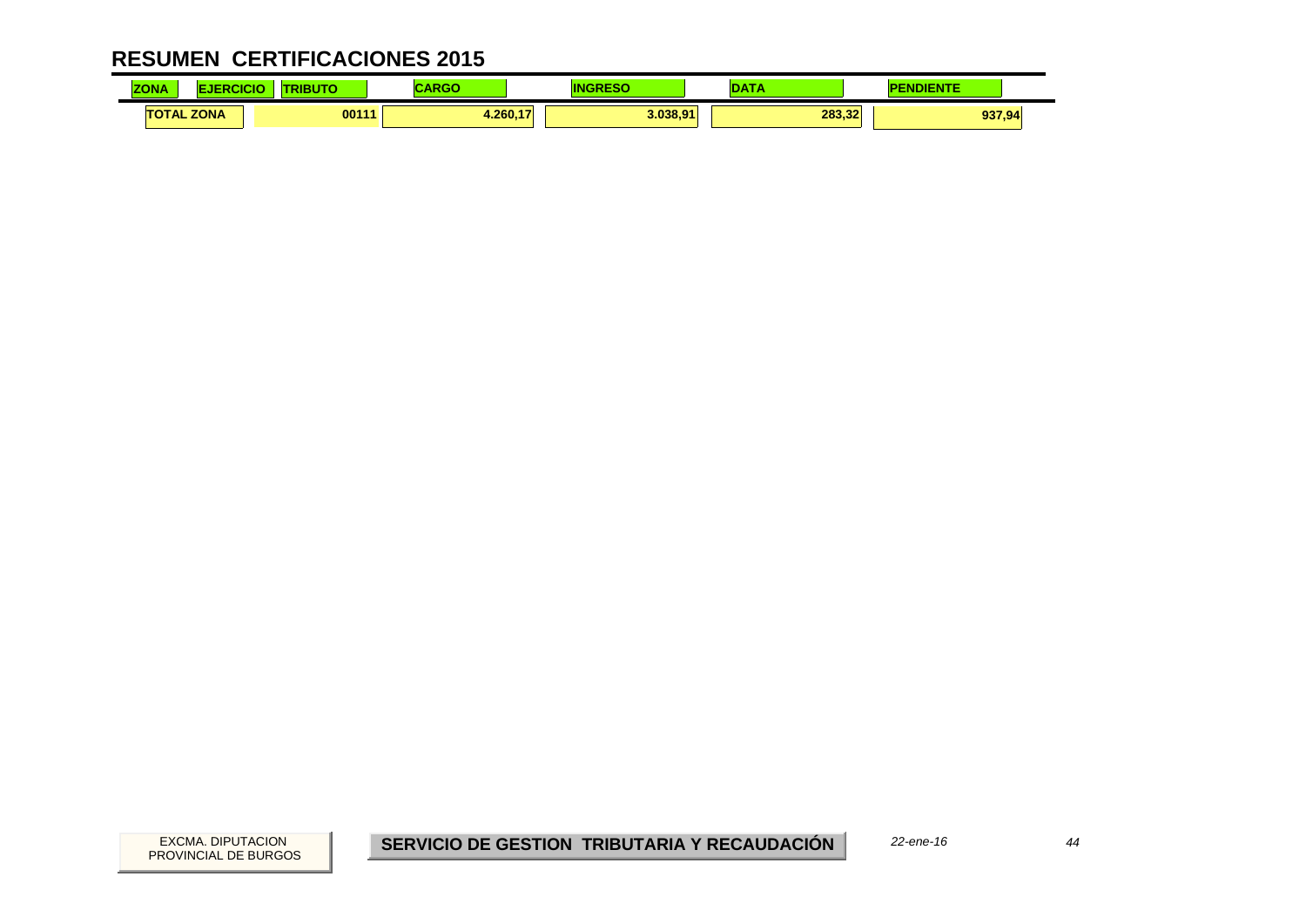# RESUMEN CERTIFICACIONES 2015

| ZONA | EJERCICIO | TRIBUTO | CARGO | INGRESO | DATA | PENDIENTE |
|---|---|---|---|---|---|---|
| TOTAL ZONA | | 00111 | 4.260,17 | 3.038,91 | 283,32 | 937,94 |

EXCMA. DIPUTACION PROVINCIAL DE BURGOS

**SERVICIO DE GESTION TRIBUTARIA Y RECAUDACIÓN**

*22-ene-16*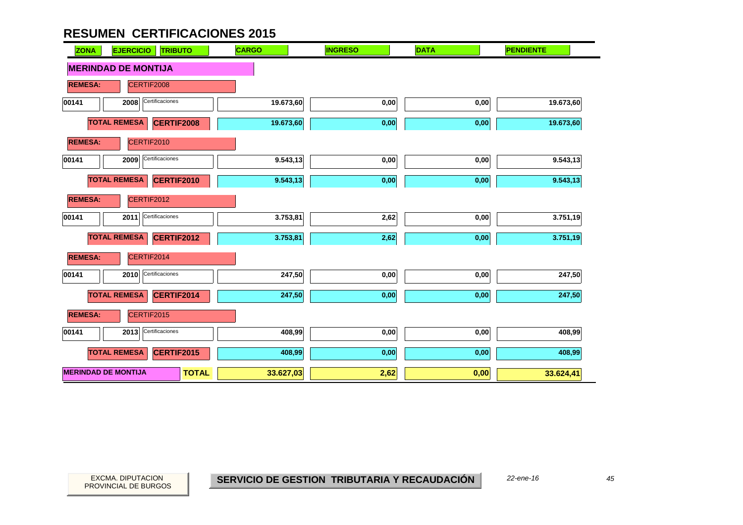# RESUMEN CERTIFICACIONES 2015

| ZONA | EJERCICIO | TRIBUTO | CARGO | INGRESO | DATA | PENDIENTE |
|---|---|---|---|---|---|---|
| **MERINDAD DE MONTIJA** | | | | | | |
| **REMESA:** | CERTIF2008 | | | | | |
| 00141 | 2008 | Certificaciones | 19.673,60 | 0,00 | 0,00 | 19.673,60 |
| | **TOTAL REMESA** | **CERTIF2008** | 19.673,60 | 0,00 | 0,00 | 19.673,60 |
| **REMESA:** | CERTIF2010 | | | | | |
| 00141 | 2009 | Certificaciones | 9.543,13 | 0,00 | 0,00 | 9.543,13 |
| | **TOTAL REMESA** | **CERTIF2010** | 9.543,13 | 0,00 | 0,00 | 9.543,13 |
| **REMESA:** | CERTIF2012 | | | | | |
| 00141 | 2011 | Certificaciones | 3.753,81 | 2,62 | 0,00 | 3.751,19 |
| | **TOTAL REMESA** | **CERTIF2012** | 3.753,81 | 2,62 | 0,00 | 3.751,19 |
| **REMESA:** | CERTIF2014 | | | | | |
| 00141 | 2010 | Certificaciones | 247,50 | 0,00 | 0,00 | 247,50 |
| | **TOTAL REMESA** | **CERTIF2014** | 247,50 | 0,00 | 0,00 | 247,50 |
| **REMESA:** | CERTIF2015 | | | | | |
| 00141 | 2013 | Certificaciones | 408,99 | 0,00 | 0,00 | 408,99 |
| | **TOTAL REMESA** | **CERTIF2015** | 408,99 | 0,00 | 0,00 | 408,99 |
| **MERINDAD DE MONTIJA** | | **TOTAL** | **33.627,03** | **2,62** | **0,00** | **33.624,41** |

EXCMA. DIPUTACION PROVINCIAL DE BURGOS

**SERVICIO DE GESTION TRIBUTARIA Y RECAUDACIÓN**

*22-ene-16*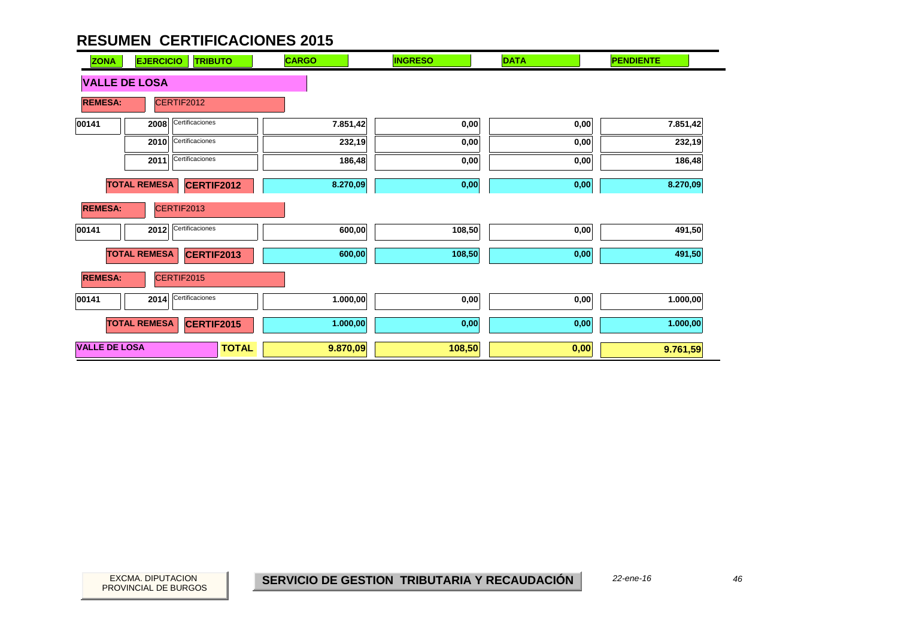# RESUMEN CERTIFICACIONES 2015

| ZONA | EJERCICIO | TRIBUTO | CARGO | INGRESO | DATA | PENDIENTE |
|---|---|---|---|---|---|---|
| **VALLE DE LOSA** | | | | | | |
| **REMESA:** | CERTIF2012 | | | | | |
| 00141 | 2008 | Certificaciones | 7.851,42 | 0,00 | 0,00 | 7.851,42 |
| | 2010 | Certificaciones | 232,19 | 0,00 | 0,00 | 232,19 |
| | 2011 | Certificaciones | 186,48 | 0,00 | 0,00 | 186,48 |
| | **TOTAL REMESA** | **CERTIF2012** | 8.270,09 | 0,00 | 0,00 | 8.270,09 |
| **REMESA:** | CERTIF2013 | | | | | |
| 00141 | 2012 | Certificaciones | 600,00 | 108,50 | 0,00 | 491,50 |
| | **TOTAL REMESA** | **CERTIF2013** | 600,00 | 108,50 | 0,00 | 491,50 |
| **REMESA:** | CERTIF2015 | | | | | |
| 00141 | 2014 | Certificaciones | 1.000,00 | 0,00 | 0,00 | 1.000,00 |
| | **TOTAL REMESA** | **CERTIF2015** | 1.000,00 | 0,00 | 0,00 | 1.000,00 |
| **VALLE DE LOSA** | | **TOTAL** | **9.870,09** | **108,50** | **0,00** | **9.761,59** |

EXCMA. DIPUTACION PROVINCIAL DE BURGOS

**SERVICIO DE GESTION TRIBUTARIA Y RECAUDACIÓN**

*22-ene-16*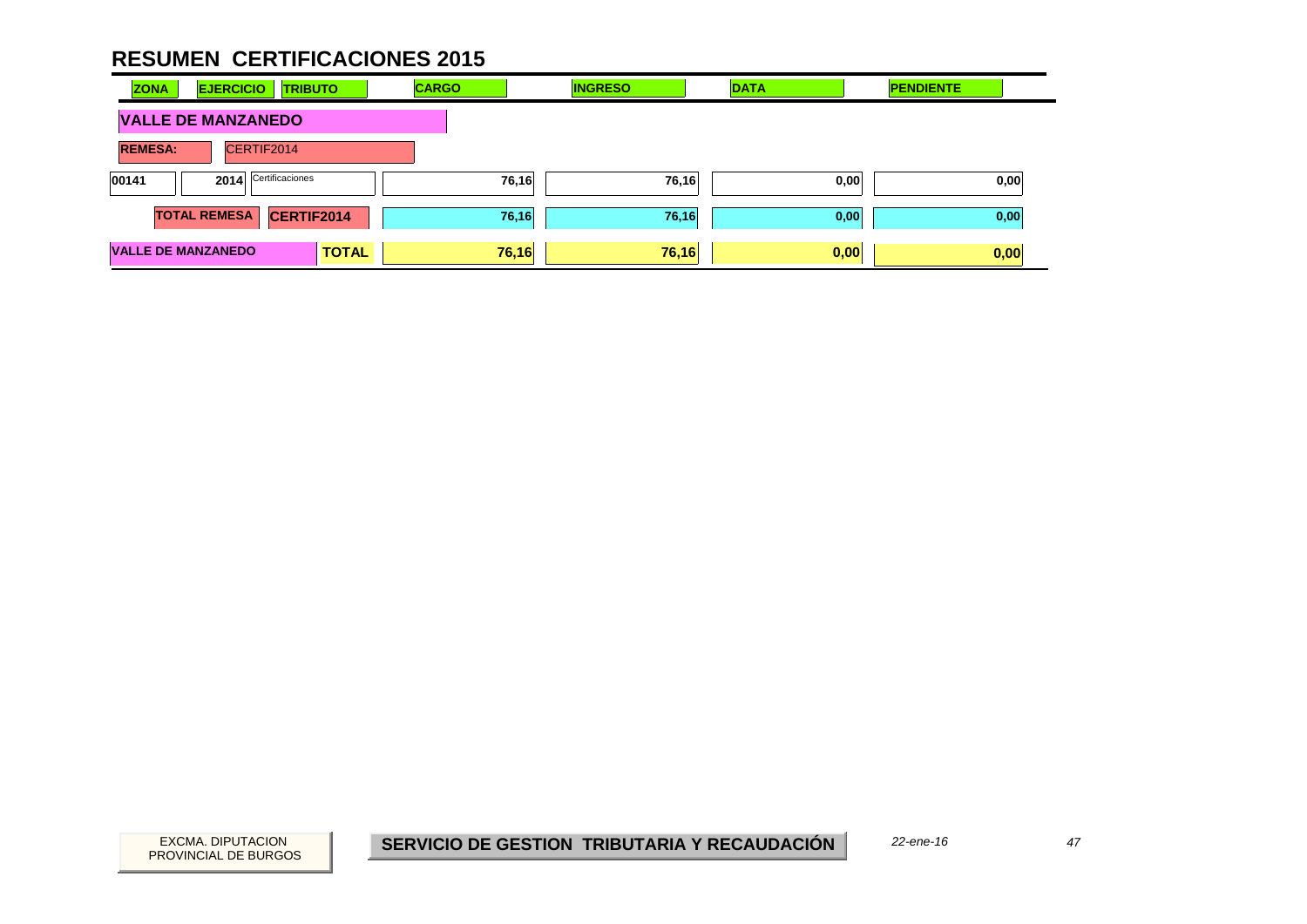# RESUMEN CERTIFICACIONES 2015

| ZONA | EJERCICIO | TRIBUTO | CARGO | INGRESO | DATA | PENDIENTE |
|---|---|---|---|---|---|---|
| **VALLE DE MANZANEDO** | | | | | | |
| **REMESA:** | CERTIF2014 | | | | | |
| 00141 | 2014 | Certificaciones | 76,16 | 76,16 | 0,00 | 0,00 |
| **TOTAL REMESA** | **CERTIF2014** | | 76,16 | 76,16 | 0,00 | 0,00 |
| **VALLE DE MANZANEDO** | | **TOTAL** | **76,16** | **76,16** | **0,00** | **0,00** |

EXCMA. DIPUTACION PROVINCIAL DE BURGOS

**SERVICIO DE GESTION TRIBUTARIA Y RECAUDACIÓN**

*22-ene-16*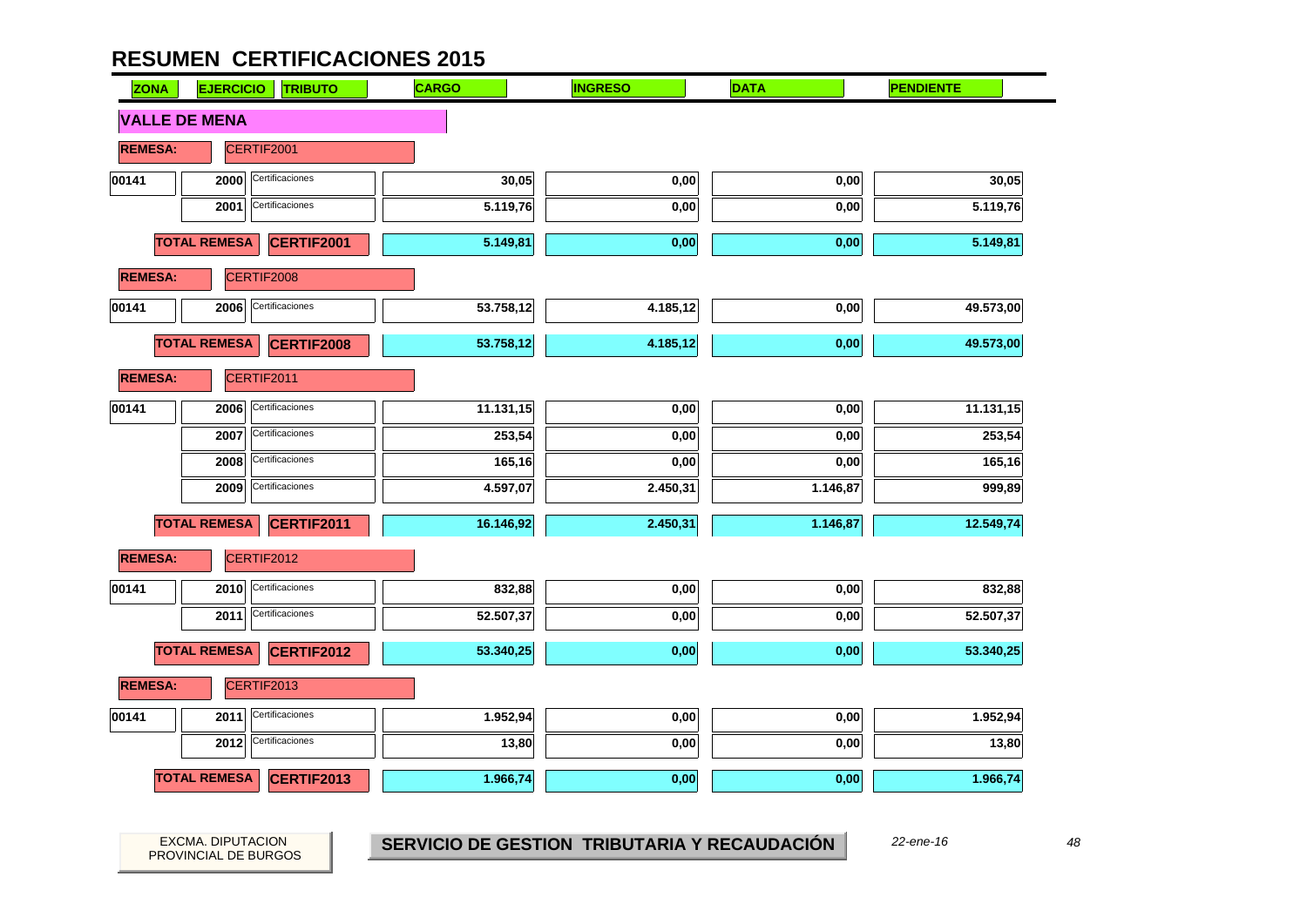# RESUMEN CERTIFICACIONES 2015

| ZONA | EJERCICIO | TRIBUTO | CARGO | INGRESO | DATA | PENDIENTE |
|---|---|---|---|---|---|---|
| **VALLE DE MENA** | | | | | | |
| **REMESA:** | CERTIF2001 | | | | | |
| 00141 | 2000 | Certificaciones | 30,05 | 0,00 | 0,00 | 30,05 |
| | 2001 | Certificaciones | 5.119,76 | 0,00 | 0,00 | 5.119,76 |
| **TOTAL REMESA** | | **CERTIF2001** | **5.149,81** | **0,00** | **0,00** | **5.149,81** |
| **REMESA:** | CERTIF2008 | | | | | |
| 00141 | 2006 | Certificaciones | 53.758,12 | 4.185,12 | 0,00 | 49.573,00 |
| **TOTAL REMESA** | | **CERTIF2008** | **53.758,12** | **4.185,12** | **0,00** | **49.573,00** |
| **REMESA:** | CERTIF2011 | | | | | |
| 00141 | 2006 | Certificaciones | 11.131,15 | 0,00 | 0,00 | 11.131,15 |
| | 2007 | Certificaciones | 253,54 | 0,00 | 0,00 | 253,54 |
| | 2008 | Certificaciones | 165,16 | 0,00 | 0,00 | 165,16 |
| | 2009 | Certificaciones | 4.597,07 | 2.450,31 | 1.146,87 | 999,89 |
| **TOTAL REMESA** | | **CERTIF2011** | **16.146,92** | **2.450,31** | **1.146,87** | **12.549,74** |
| **REMESA:** | CERTIF2012 | | | | | |
| 00141 | 2010 | Certificaciones | 832,88 | 0,00 | 0,00 | 832,88 |
| | 2011 | Certificaciones | 52.507,37 | 0,00 | 0,00 | 52.507,37 |
| **TOTAL REMESA** | | **CERTIF2012** | **53.340,25** | **0,00** | **0,00** | **53.340,25** |
| **REMESA:** | CERTIF2013 | | | | | |
| 00141 | 2011 | Certificaciones | 1.952,94 | 0,00 | 0,00 | 1.952,94 |
| | 2012 | Certificaciones | 13,80 | 0,00 | 0,00 | 13,80 |
| **TOTAL REMESA** | | **CERTIF2013** | **1.966,74** | **0,00** | **0,00** | **1.966,74** |

EXCMA. DIPUTACION PROVINCIAL DE BURGOS

**SERVICIO DE GESTION TRIBUTARIA Y RECAUDACIÓN**

*22-ene-16*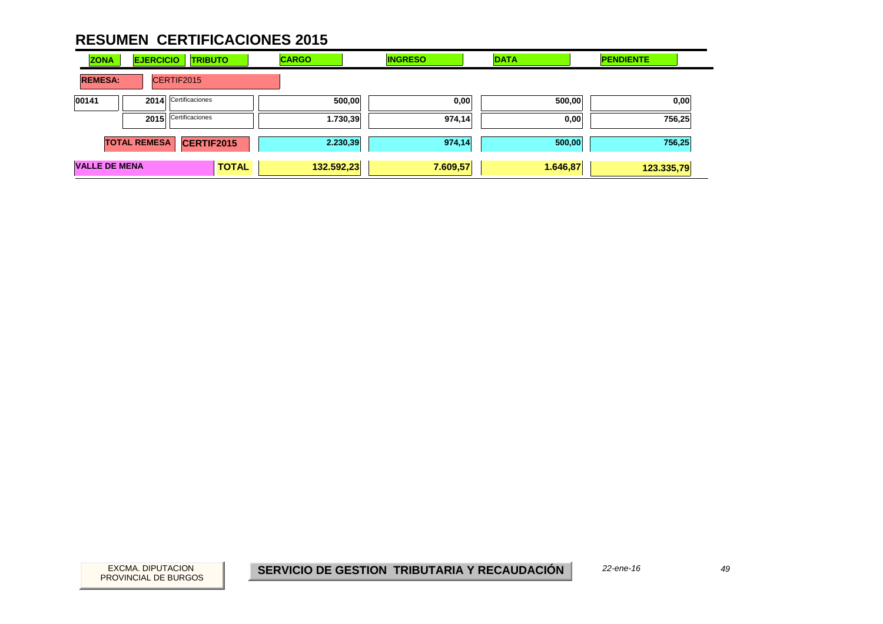# RESUMEN CERTIFICACIONES 2015

| ZONA | EJERCICIO | TRIBUTO | CARGO | INGRESO | DATA | PENDIENTE |
|---|---|---|---|---|---|---|
| **REMESA:** | CERTIF2015 | | | | | |
| 00141 | 2014 | Certificaciones | 500,00 | 0,00 | 500,00 | 0,00 |
| | 2015 | Certificaciones | 1.730,39 | 974,14 | 0,00 | 756,25 |
| **TOTAL REMESA** | | **CERTIF2015** | 2.230,39 | 974,14 | 500,00 | 756,25 |
| **VALLE DE MENA** | | **TOTAL** | 132.592,23 | 7.609,57 | 1.646,87 | 123.335,79 |

EXCMA. DIPUTACION PROVINCIAL DE BURGOS

**SERVICIO DE GESTION TRIBUTARIA Y RECAUDACIÓN**

*22-ene-16*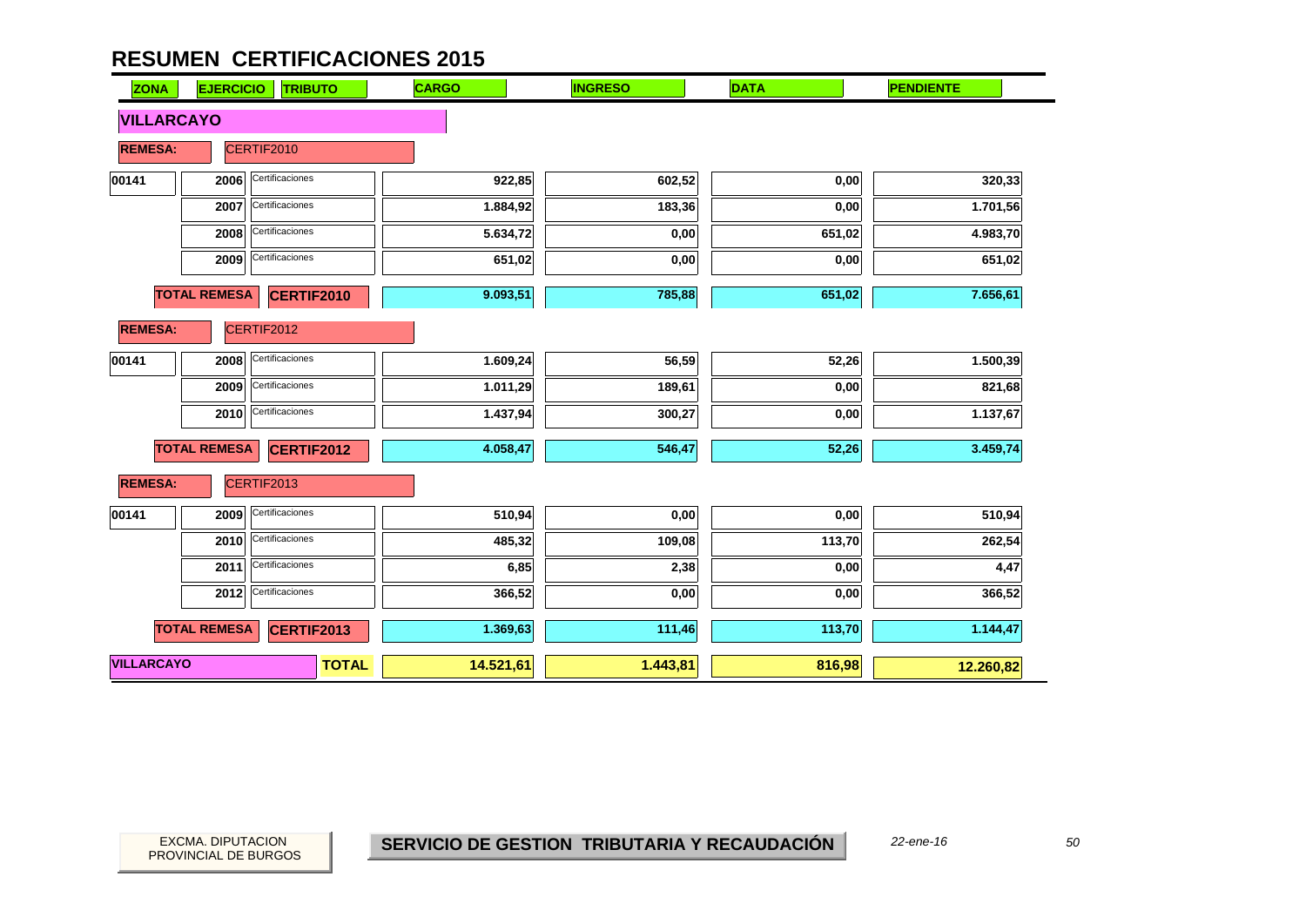# RESUMEN CERTIFICACIONES 2015

| ZONA | EJERCICIO | TRIBUTO | CARGO | INGRESO | DATA | PENDIENTE |
|---|---|---|---|---|---|---|
| **VILLARCAYO** | | | | | | |
| **REMESA:** | CERTIF2010 | | | | | |
| 00141 | 2006 | Certificaciones | 922,85 | 602,52 | 0,00 | 320,33 |
| | 2007 | Certificaciones | 1.884,92 | 183,36 | 0,00 | 1.701,56 |
| | 2008 | Certificaciones | 5.634,72 | 0,00 | 651,02 | 4.983,70 |
| | 2009 | Certificaciones | 651,02 | 0,00 | 0,00 | 651,02 |
| | **TOTAL REMESA** | **CERTIF2010** | **9.093,51** | **785,88** | **651,02** | **7.656,61** |
| **REMESA:** | CERTIF2012 | | | | | |
| 00141 | 2008 | Certificaciones | 1.609,24 | 56,59 | 52,26 | 1.500,39 |
| | 2009 | Certificaciones | 1.011,29 | 189,61 | 0,00 | 821,68 |
| | 2010 | Certificaciones | 1.437,94 | 300,27 | 0,00 | 1.137,67 |
| | **TOTAL REMESA** | **CERTIF2012** | **4.058,47** | **546,47** | **52,26** | **3.459,74** |
| **REMESA:** | CERTIF2013 | | | | | |
| 00141 | 2009 | Certificaciones | 510,94 | 0,00 | 0,00 | 510,94 |
| | 2010 | Certificaciones | 485,32 | 109,08 | 113,70 | 262,54 |
| | 2011 | Certificaciones | 6,85 | 2,38 | 0,00 | 4,47 |
| | 2012 | Certificaciones | 366,52 | 0,00 | 0,00 | 366,52 |
| | **TOTAL REMESA** | **CERTIF2013** | **1.369,63** | **111,46** | **113,70** | **1.144,47** |
| **VILLARCAYO** | | **TOTAL** | **14.521,61** | **1.443,81** | **816,98** | **12.260,82** |

EXCMA. DIPUTACION PROVINCIAL DE BURGOS

**SERVICIO DE GESTION TRIBUTARIA Y RECAUDACIÓN**

*22-ene-16*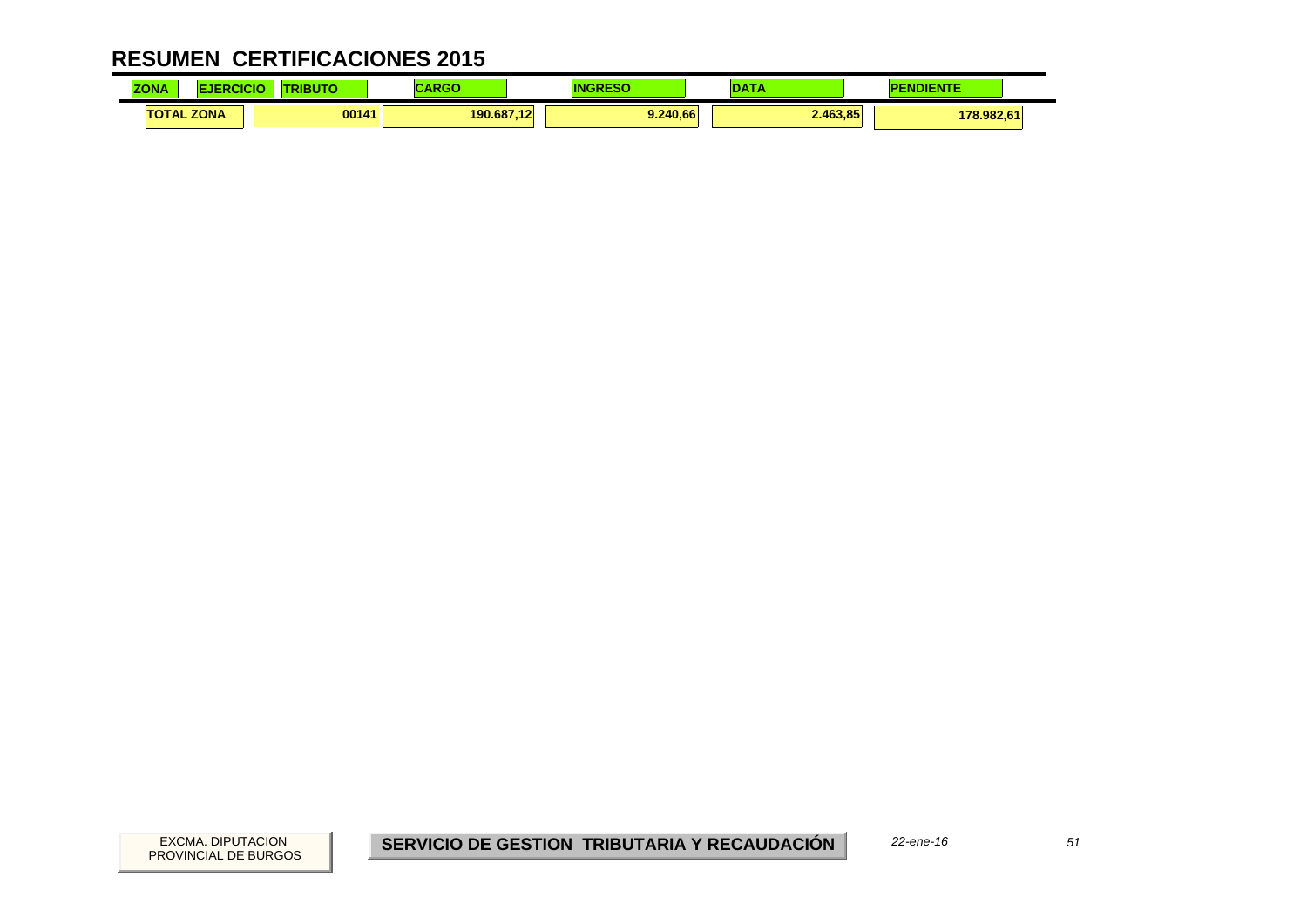# RESUMEN CERTIFICACIONES 2015

| ZONA | EJERCICIO | TRIBUTO | CARGO | INGRESO | DATA | PENDIENTE |
|---|---|---|---|---|---|---|
| TOTAL ZONA | | 00141 | 190.687,12 | 9.240,66 | 2.463,85 | 178.982,61 |

EXCMA. DIPUTACION PROVINCIAL DE BURGOS

**SERVICIO DE GESTION TRIBUTARIA Y RECAUDACIÓN**

*22-ene-16*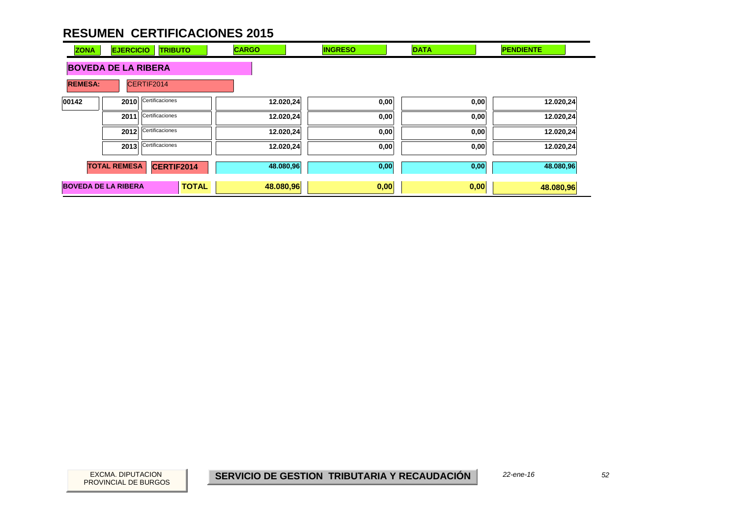# RESUMEN CERTIFICACIONES 2015

| ZONA | EJERCICIO | TRIBUTO | CARGO | INGRESO | DATA | PENDIENTE |
|---|---|---|---|---|---|---|
| **BOVEDA DE LA RIBERA** | | | | | | |
| **REMESA:** | CERTIF2014 | | | | | |
| 00142 | 2010 | Certificaciones | 12.020,24 | 0,00 | 0,00 | 12.020,24 |
| | 2011 | Certificaciones | 12.020,24 | 0,00 | 0,00 | 12.020,24 |
| | 2012 | Certificaciones | 12.020,24 | 0,00 | 0,00 | 12.020,24 |
| | 2013 | Certificaciones | 12.020,24 | 0,00 | 0,00 | 12.020,24 |
| **TOTAL REMESA** | | **CERTIF2014** | 48.080,96 | 0,00 | 0,00 | 48.080,96 |
| **BOVEDA DE LA RIBERA** | | **TOTAL** | **48.080,96** | **0,00** | **0,00** | **48.080,96** |

EXCMA. DIPUTACION PROVINCIAL DE BURGOS

**SERVICIO DE GESTION TRIBUTARIA Y RECAUDACIÓN**

*22-ene-16*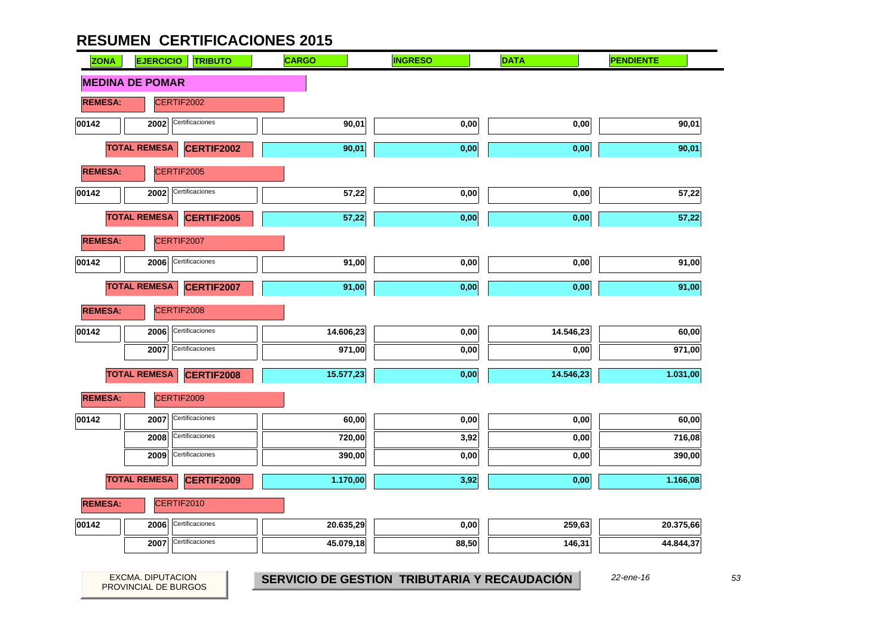# RESUMEN CERTIFICACIONES 2015

| ZONA | EJERCICIO | TRIBUTO | CARGO | INGRESO | DATA | PENDIENTE |
|---|---|---|---|---|---|---|
| **MEDINA DE POMAR** | | | | | | |
| **REMESA:** | CERTIF2002 | | | | | |
| 00142 | 2002 | Certificaciones | 90,01 | 0,00 | 0,00 | 90,01 |
| **TOTAL REMESA** | **CERTIF2002** | | 90,01 | 0,00 | 0,00 | 90,01 |
| **REMESA:** | CERTIF2005 | | | | | |
| 00142 | 2002 | Certificaciones | 57,22 | 0,00 | 0,00 | 57,22 |
| **TOTAL REMESA** | **CERTIF2005** | | 57,22 | 0,00 | 0,00 | 57,22 |
| **REMESA:** | CERTIF2007 | | | | | |
| 00142 | 2006 | Certificaciones | 91,00 | 0,00 | 0,00 | 91,00 |
| **TOTAL REMESA** | **CERTIF2007** | | 91,00 | 0,00 | 0,00 | 91,00 |
| **REMESA:** | CERTIF2008 | | | | | |
| 00142 | 2006 | Certificaciones | 14.606,23 | 0,00 | 14.546,23 | 60,00 |
| | 2007 | Certificaciones | 971,00 | 0,00 | 0,00 | 971,00 |
| **TOTAL REMESA** | **CERTIF2008** | | 15.577,23 | 0,00 | 14.546,23 | 1.031,00 |
| **REMESA:** | CERTIF2009 | | | | | |
| 00142 | 2007 | Certificaciones | 60,00 | 0,00 | 0,00 | 60,00 |
| | 2008 | Certificaciones | 720,00 | 3,92 | 0,00 | 716,08 |
| | 2009 | Certificaciones | 390,00 | 0,00 | 0,00 | 390,00 |
| **TOTAL REMESA** | **CERTIF2009** | | 1.170,00 | 3,92 | 0,00 | 1.166,08 |
| **REMESA:** | CERTIF2010 | | | | | |
| 00142 | 2006 | Certificaciones | 20.635,29 | 0,00 | 259,63 | 20.375,66 |
| | 2007 | Certificaciones | 45.079,18 | 88,50 | 146,31 | 44.844,37 |

EXCMA. DIPUTACION PROVINCIAL DE BURGOS

**SERVICIO DE GESTION TRIBUTARIA Y RECAUDACIÓN**

*22-ene-16*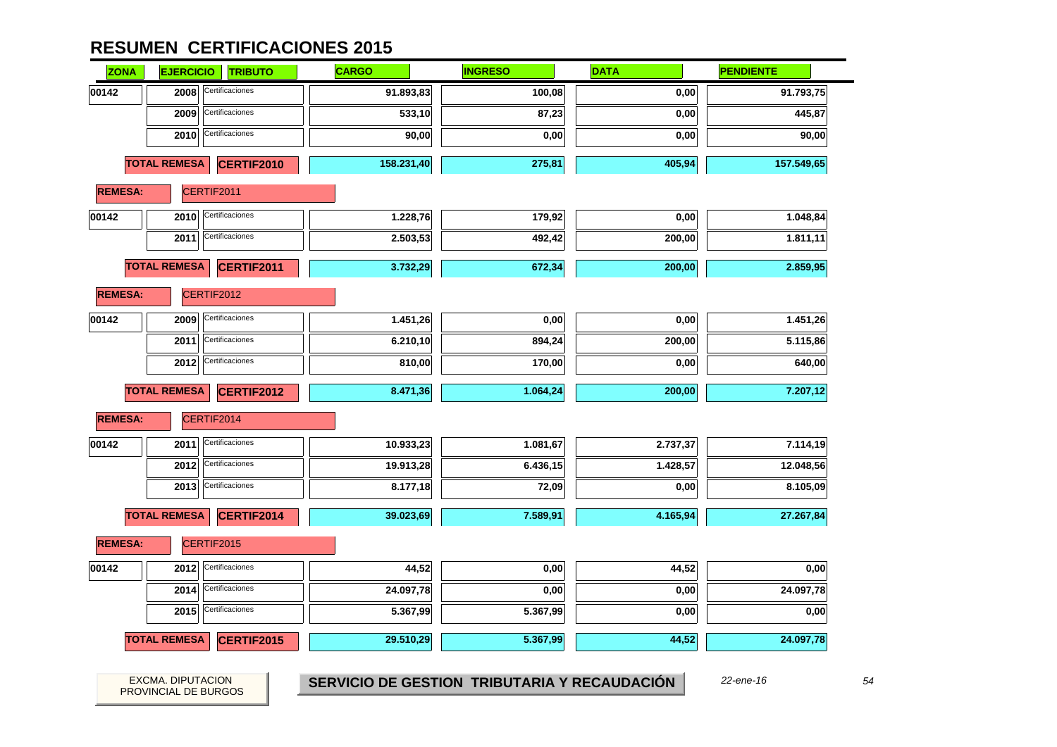# RESUMEN CERTIFICACIONES 2015

| ZONA | EJERCICIO | TRIBUTO | CARGO | INGRESO | DATA | PENDIENTE |
|---|---|---|---|---|---|---|
| 00142 | 2008 | Certificaciones | 91.893,83 | 100,08 | 0,00 | 91.793,75 |
| | 2009 | Certificaciones | 533,10 | 87,23 | 0,00 | 445,87 |
| | 2010 | Certificaciones | 90,00 | 0,00 | 0,00 | 90,00 |
| **TOTAL REMESA** | | **CERTIF2010** | 158.231,40 | 275,81 | 405,94 | 157.549,65 |
| **REMESA:** | CERTIF2011 | | | | | |
| 00142 | 2010 | Certificaciones | 1.228,76 | 179,92 | 0,00 | 1.048,84 |
| | 2011 | Certificaciones | 2.503,53 | 492,42 | 200,00 | 1.811,11 |
| **TOTAL REMESA** | | **CERTIF2011** | 3.732,29 | 672,34 | 200,00 | 2.859,95 |
| **REMESA:** | CERTIF2012 | | | | | |
| 00142 | 2009 | Certificaciones | 1.451,26 | 0,00 | 0,00 | 1.451,26 |
| | 2011 | Certificaciones | 6.210,10 | 894,24 | 200,00 | 5.115,86 |
| | 2012 | Certificaciones | 810,00 | 170,00 | 0,00 | 640,00 |
| **TOTAL REMESA** | | **CERTIF2012** | 8.471,36 | 1.064,24 | 200,00 | 7.207,12 |
| **REMESA:** | CERTIF2014 | | | | | |
| 00142 | 2011 | Certificaciones | 10.933,23 | 1.081,67 | 2.737,37 | 7.114,19 |
| | 2012 | Certificaciones | 19.913,28 | 6.436,15 | 1.428,57 | 12.048,56 |
| | 2013 | Certificaciones | 8.177,18 | 72,09 | 0,00 | 8.105,09 |
| **TOTAL REMESA** | | **CERTIF2014** | 39.023,69 | 7.589,91 | 4.165,94 | 27.267,84 |
| **REMESA:** | CERTIF2015 | | | | | |
| 00142 | 2012 | Certificaciones | 44,52 | 0,00 | 44,52 | 0,00 |
| | 2014 | Certificaciones | 24.097,78 | 0,00 | 0,00 | 24.097,78 |
| | 2015 | Certificaciones | 5.367,99 | 5.367,99 | 0,00 | 0,00 |
| **TOTAL REMESA** | | **CERTIF2015** | 29.510,29 | 5.367,99 | 44,52 | 24.097,78 |

EXCMA. DIPUTACION PROVINCIAL DE BURGOS

**SERVICIO DE GESTION TRIBUTARIA Y RECAUDACIÓN**

*22-ene-16*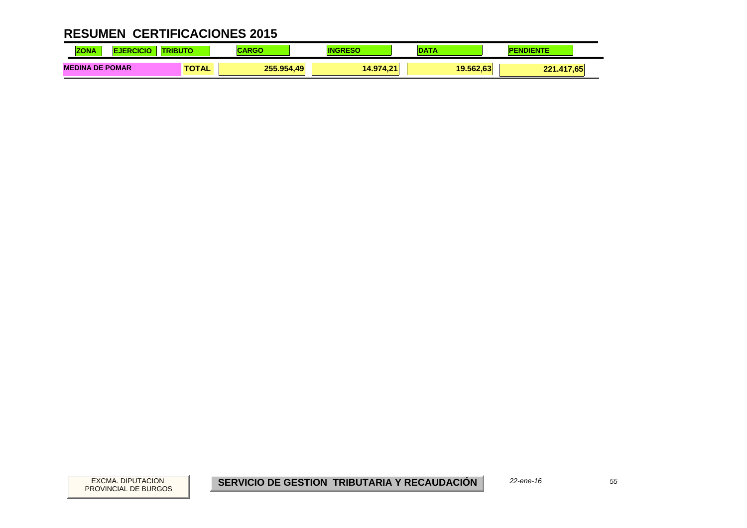# RESUMEN CERTIFICACIONES 2015

| ZONA | EJERCICIO | TRIBUTO | CARGO | INGRESO | DATA | PENDIENTE |
|---|---|---|---|---|---|---|
| MEDINA DE POMAR | | TOTAL | 255.954,49 | 14.974,21 | 19.562,63 | 221.417,65 |

EXCMA. DIPUTACION PROVINCIAL DE BURGOS

**SERVICIO DE GESTION TRIBUTARIA Y RECAUDACIÓN**

*22-ene-16*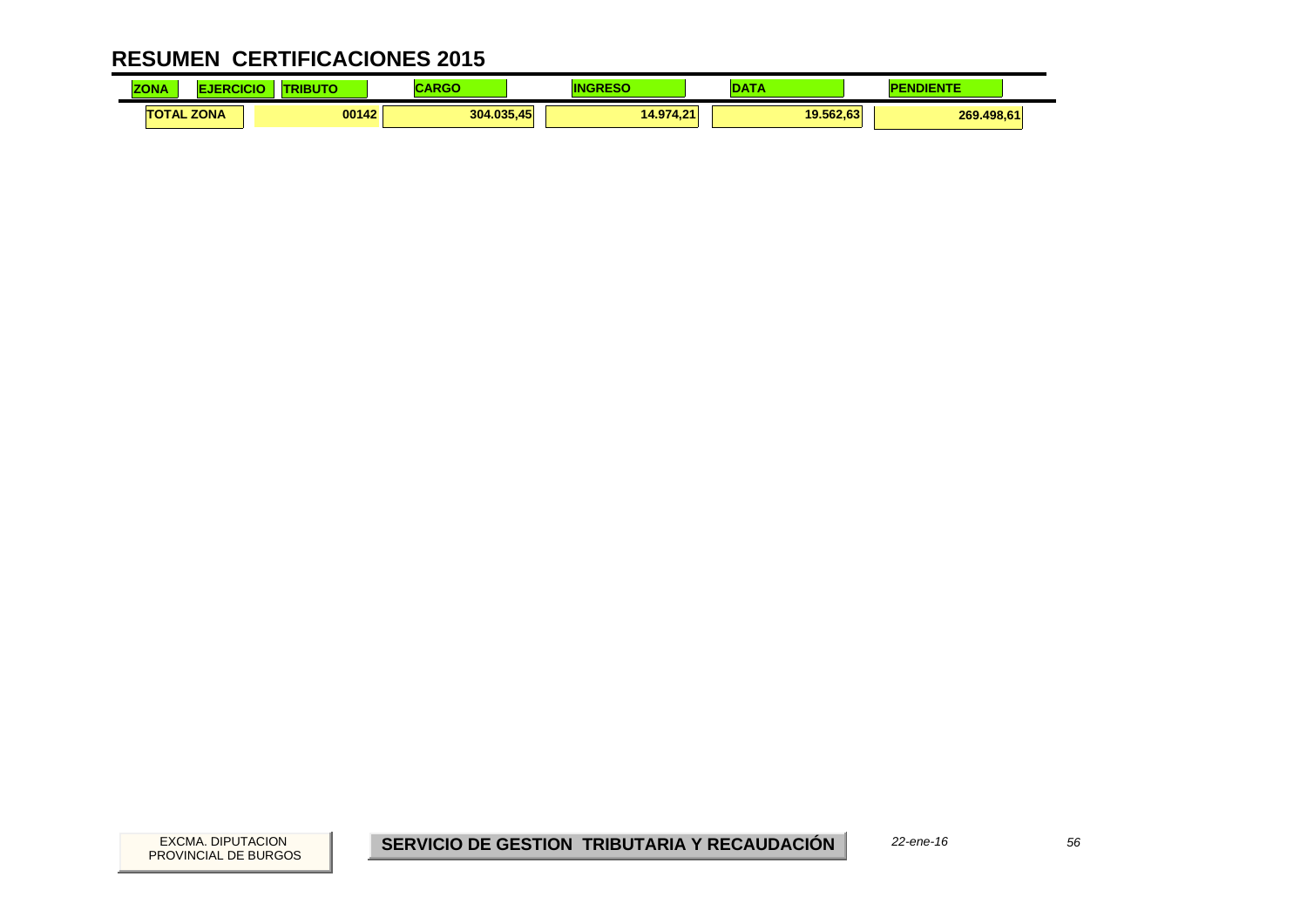# RESUMEN CERTIFICACIONES 2015

| ZONA | EJERCICIO | TRIBUTO | CARGO | INGRESO | DATA | PENDIENTE |
|---|---|---|---|---|---|---|
| TOTAL ZONA | | 00142 | 304.035,45 | 14.974,21 | 19.562,63 | 269.498,61 |

EXCMA. DIPUTACION PROVINCIAL DE BURGOS

**SERVICIO DE GESTION TRIBUTARIA Y RECAUDACIÓN**

*22-ene-16*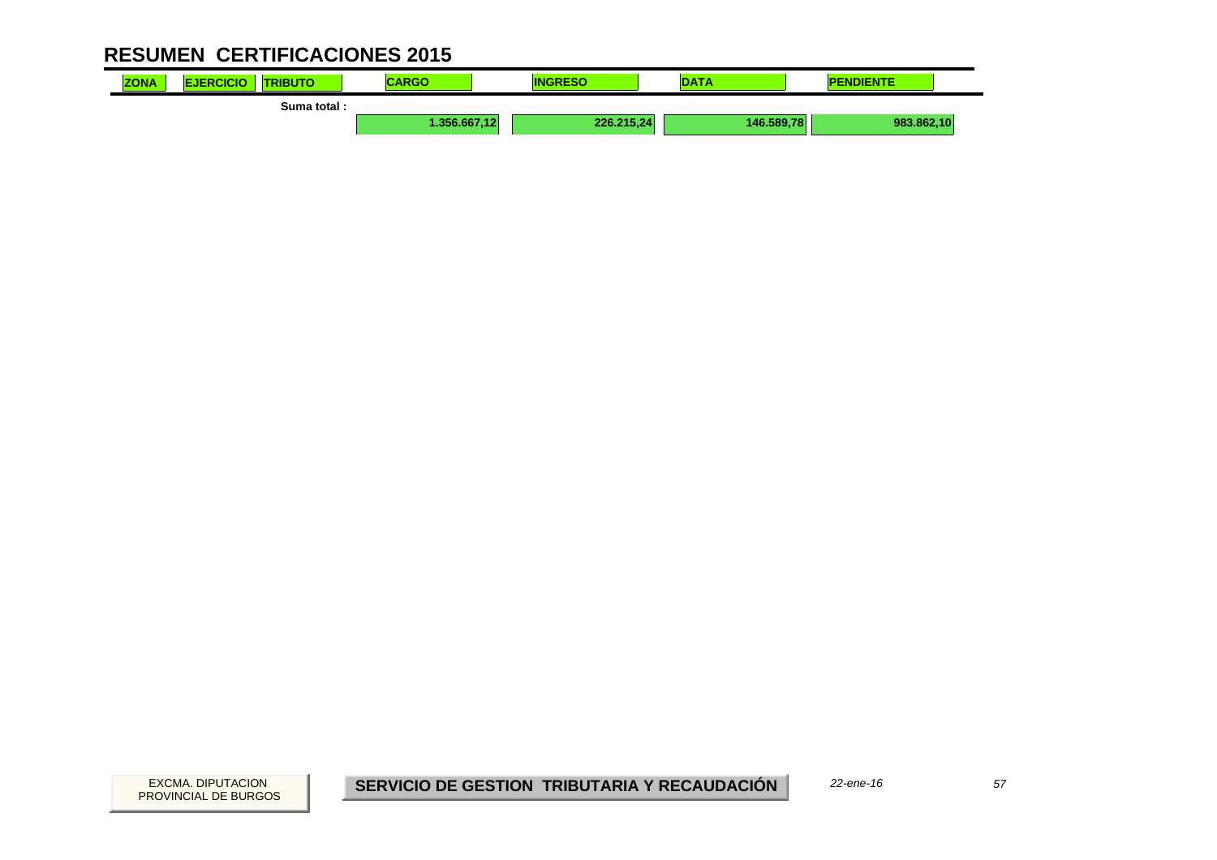# RESUMEN CERTIFICACIONES 2015

| ZONA | EJERCICIO | TRIBUTO | CARGO | INGRESO | DATA | PENDIENTE |
|---|---|---|---|---|---|---|
| | | Suma total : | 1.356.667,12 | 226.215,24 | 146.589,78 | 983.862,10 |

EXCMA. DIPUTACION PROVINCIAL DE BURGOS

**SERVICIO DE GESTION TRIBUTARIA Y RECAUDACIÓN**

*22-ene-16*